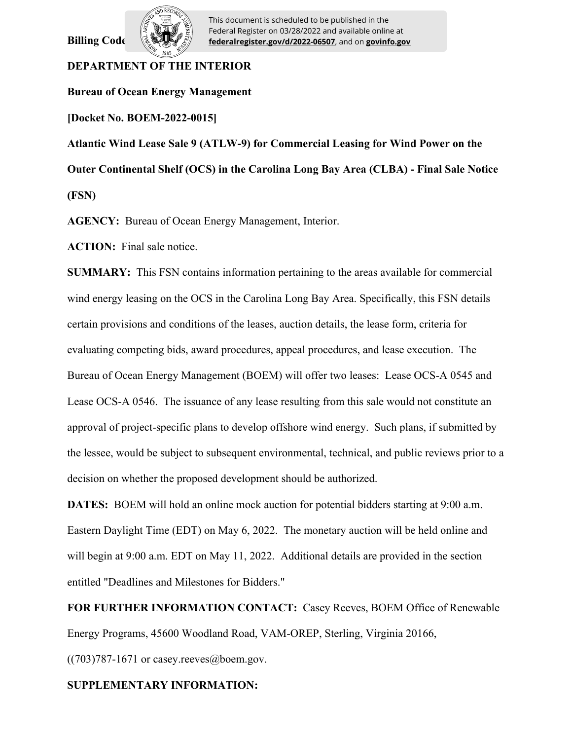Billing Code

This document is scheduled to be published in the Federal Register on 03/28/2022 and available online at **federalregister.gov/d/2022-06507**, and on **govinfo.gov**

**DEPARTMENT OF THE INTERIOR**

**Bureau of Ocean Energy Management**

**[Docket No. BOEM-2022-0015]**

**Atlantic Wind Lease Sale 9 (ATLW-9) for Commercial Leasing for Wind Power on the Outer Continental Shelf (OCS) in the Carolina Long Bay Area (CLBA) - Final Sale Notice (FSN)**

**AGENCY:** Bureau of Ocean Energy Management, Interior.

**ACTION:** Final sale notice.

**SUMMARY:** This FSN contains information pertaining to the areas available for commercial wind energy leasing on the OCS in the Carolina Long Bay Area. Specifically, this FSN details certain provisions and conditions of the leases, auction details, the lease form, criteria for evaluating competing bids, award procedures, appeal procedures, and lease execution. The Bureau of Ocean Energy Management (BOEM) will offer two leases: Lease OCS-A 0545 and Lease OCS-A 0546. The issuance of any lease resulting from this sale would not constitute an approval of project-specific plans to develop offshore wind energy. Such plans, if submitted by the lessee, would be subject to subsequent environmental, technical, and public reviews prior to a decision on whether the proposed development should be authorized.

**DATES:** BOEM will hold an online mock auction for potential bidders starting at 9:00 a.m. Eastern Daylight Time (EDT) on May 6, 2022. The monetary auction will be held online and will begin at 9:00 a.m. EDT on May 11, 2022. Additional details are provided in the section entitled "Deadlines and Milestones for Bidders."

**FOR FURTHER INFORMATION CONTACT:** Casey Reeves, BOEM Office of Renewable Energy Programs, 45600 Woodland Road, VAM-OREP, Sterling, Virginia 20166, ((703)787-1671 or casey.reeves@boem.gov.

**SUPPLEMENTARY INFORMATION:**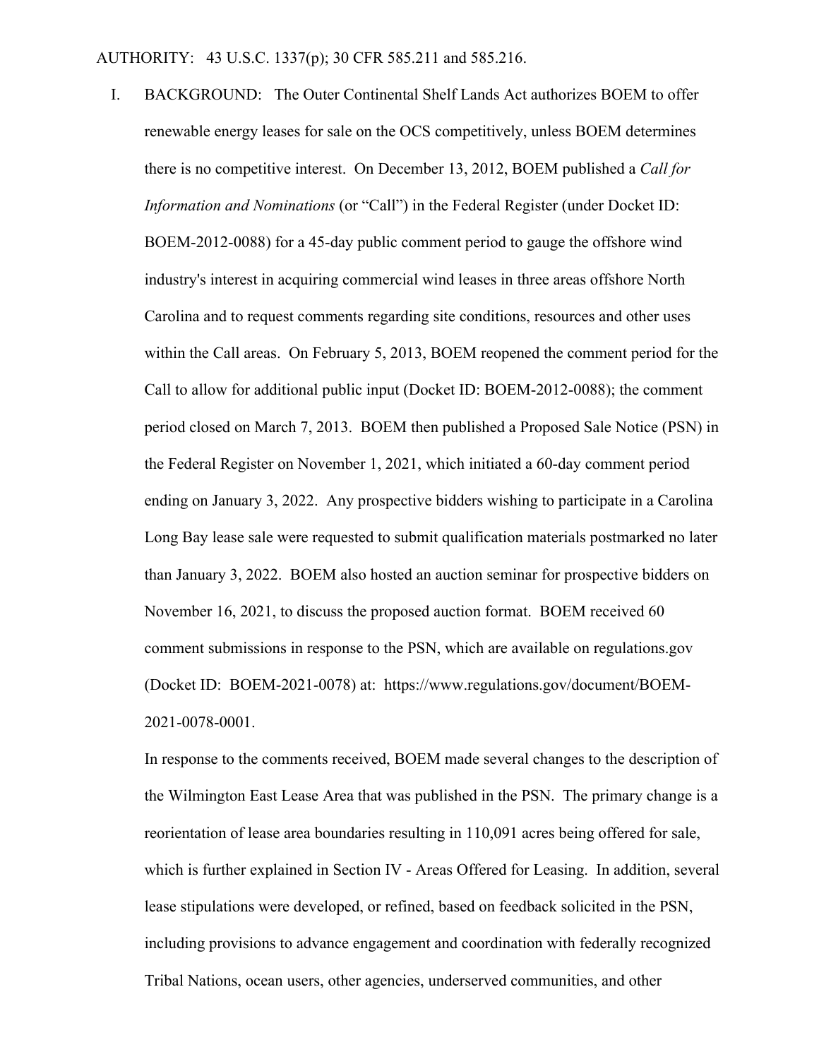AUTHORITY: 43 U.S.C. 1337(p); 30 CFR 585.211 and 585.216.

I. BACKGROUND: The Outer Continental Shelf Lands Act authorizes BOEM to offer renewable energy leases for sale on the OCS competitively, unless BOEM determines there is no competitive interest. On December 13, 2012, BOEM published a *Call for Information and Nominations* (or "Call") in the Federal Register (under Docket ID: BOEM-2012-0088) for a 45-day public comment period to gauge the offshore wind industry's interest in acquiring commercial wind leases in three areas offshore North Carolina and to request comments regarding site conditions, resources and other uses within the Call areas. On February 5, 2013, BOEM reopened the comment period for the Call to allow for additional public input (Docket ID: BOEM-2012-0088); the comment period closed on March 7, 2013. BOEM then published a Proposed Sale Notice (PSN) in the Federal Register on November 1, 2021, which initiated a 60-day comment period ending on January 3, 2022. Any prospective bidders wishing to participate in a Carolina Long Bay lease sale were requested to submit qualification materials postmarked no later than January 3, 2022. BOEM also hosted an auction seminar for prospective bidders on November 16, 2021, to discuss the proposed auction format. BOEM received 60 comment submissions in response to the PSN, which are available on regulations.gov (Docket ID: BOEM-2021-0078) at: https://www.regulations.gov/document/BOEM-2021-0078-0001.

In response to the comments received, BOEM made several changes to the description of the Wilmington East Lease Area that was published in the PSN. The primary change is a reorientation of lease area boundaries resulting in 110,091 acres being offered for sale, which is further explained in Section IV - Areas Offered for Leasing. In addition, several lease stipulations were developed, or refined, based on feedback solicited in the PSN, including provisions to advance engagement and coordination with federally recognized Tribal Nations, ocean users, other agencies, underserved communities, and other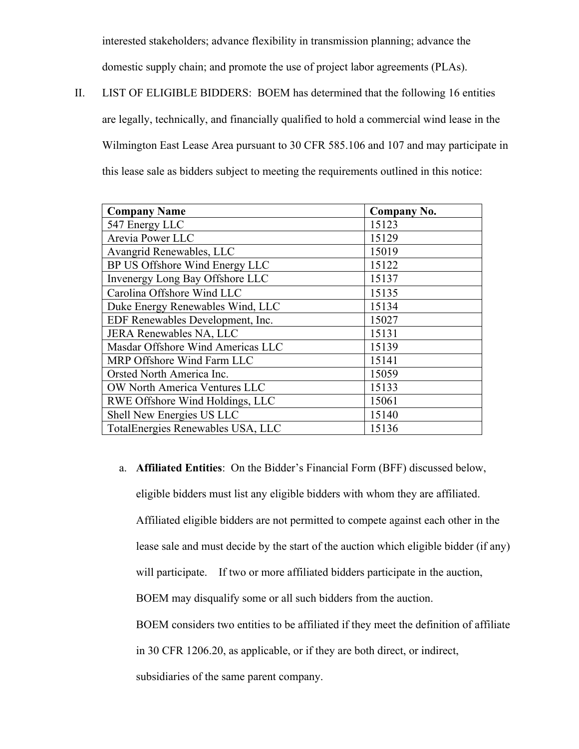interested stakeholders; advance flexibility in transmission planning; advance the domestic supply chain; and promote the use of project labor agreements (PLAs).

II. LIST OF ELIGIBLE BIDDERS: BOEM has determined that the following 16 entities are legally, technically, and financially qualified to hold a commercial wind lease in the Wilmington East Lease Area pursuant to 30 CFR 585.106 and 107 and may participate in this lease sale as bidders subject to meeting the requirements outlined in this notice:

| Company Name | Company No. |
|---|---|
| 547 Energy LLC | 15123 |
| Arevia Power LLC | 15129 |
| Avangrid Renewables, LLC | 15019 |
| BP US Offshore Wind Energy LLC | 15122 |
| Invenergy Long Bay Offshore LLC | 15137 |
| Carolina Offshore Wind LLC | 15135 |
| Duke Energy Renewables Wind, LLC | 15134 |
| EDF Renewables Development, Inc. | 15027 |
| JERA Renewables NA, LLC | 15131 |
| Masdar Offshore Wind Americas LLC | 15139 |
| MRP Offshore Wind Farm LLC | 15141 |
| Orsted North America Inc. | 15059 |
| OW North America Ventures LLC | 15133 |
| RWE Offshore Wind Holdings, LLC | 15061 |
| Shell New Energies US LLC | 15140 |
| TotalEnergies Renewables USA, LLC | 15136 |

a. **Affiliated Entities**: On the Bidder's Financial Form (BFF) discussed below, eligible bidders must list any eligible bidders with whom they are affiliated. Affiliated eligible bidders are not permitted to compete against each other in the lease sale and must decide by the start of the auction which eligible bidder (if any) will participate. If two or more affiliated bidders participate in the auction, BOEM may disqualify some or all such bidders from the auction.

BOEM considers two entities to be affiliated if they meet the definition of affiliate in 30 CFR 1206.20, as applicable, or if they are both direct, or indirect, subsidiaries of the same parent company.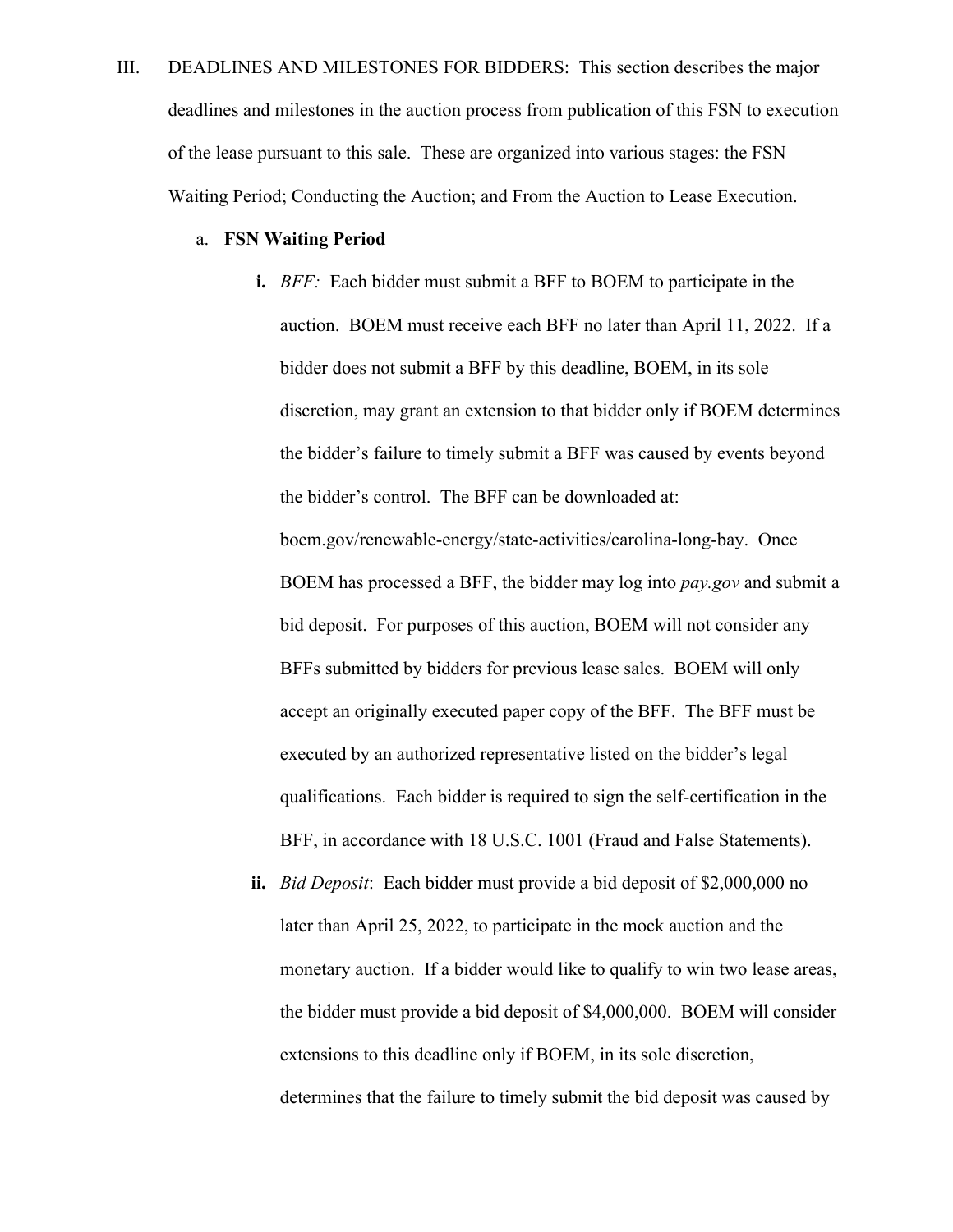III. DEADLINES AND MILESTONES FOR BIDDERS: This section describes the major deadlines and milestones in the auction process from publication of this FSN to execution of the lease pursuant to this sale. These are organized into various stages: the FSN Waiting Period; Conducting the Auction; and From the Auction to Lease Execution.

a. **FSN Waiting Period**

**i.** *BFF:* Each bidder must submit a BFF to BOEM to participate in the auction. BOEM must receive each BFF no later than April 11, 2022. If a bidder does not submit a BFF by this deadline, BOEM, in its sole discretion, may grant an extension to that bidder only if BOEM determines the bidder's failure to timely submit a BFF was caused by events beyond the bidder's control. The BFF can be downloaded at: boem.gov/renewable-energy/state-activities/carolina-long-bay. Once BOEM has processed a BFF, the bidder may log into *pay.gov* and submit a bid deposit. For purposes of this auction, BOEM will not consider any BFFs submitted by bidders for previous lease sales. BOEM will only accept an originally executed paper copy of the BFF. The BFF must be executed by an authorized representative listed on the bidder's legal qualifications. Each bidder is required to sign the self-certification in the BFF, in accordance with 18 U.S.C. 1001 (Fraud and False Statements).

**ii.** *Bid Deposit*: Each bidder must provide a bid deposit of $2,000,000 no later than April 25, 2022, to participate in the mock auction and the monetary auction. If a bidder would like to qualify to win two lease areas, the bidder must provide a bid deposit of $4,000,000. BOEM will consider extensions to this deadline only if BOEM, in its sole discretion, determines that the failure to timely submit the bid deposit was caused by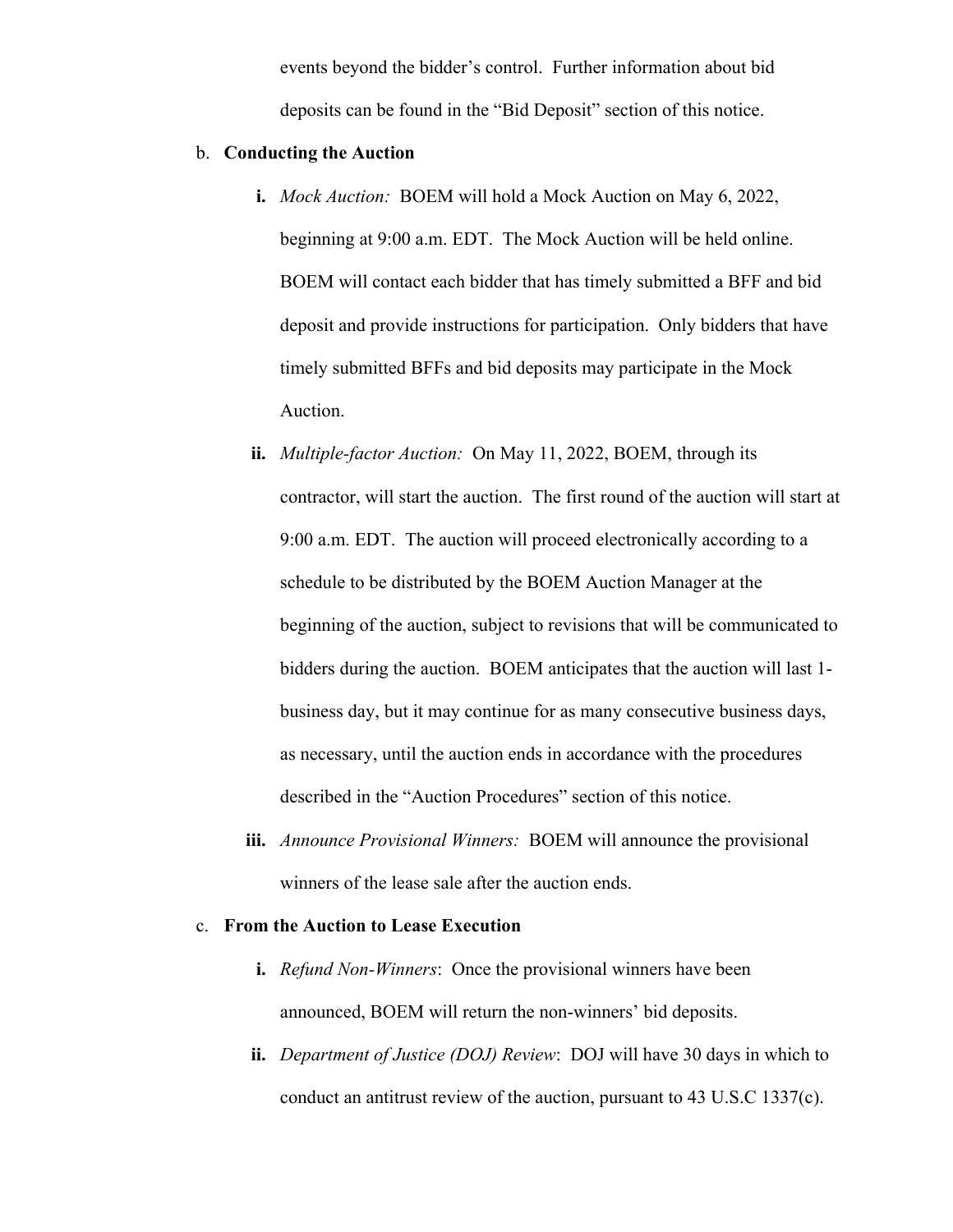events beyond the bidder's control. Further information about bid deposits can be found in the "Bid Deposit" section of this notice.

b. **Conducting the Auction**

   i. *Mock Auction:* BOEM will hold a Mock Auction on May 6, 2022, beginning at 9:00 a.m. EDT. The Mock Auction will be held online. BOEM will contact each bidder that has timely submitted a BFF and bid deposit and provide instructions for participation. Only bidders that have timely submitted BFFs and bid deposits may participate in the Mock Auction.

   ii. *Multiple-factor Auction:* On May 11, 2022, BOEM, through its contractor, will start the auction. The first round of the auction will start at 9:00 a.m. EDT. The auction will proceed electronically according to a schedule to be distributed by the BOEM Auction Manager at the beginning of the auction, subject to revisions that will be communicated to bidders during the auction. BOEM anticipates that the auction will last 1-business day, but it may continue for as many consecutive business days, as necessary, until the auction ends in accordance with the procedures described in the "Auction Procedures" section of this notice.

   iii. *Announce Provisional Winners:* BOEM will announce the provisional winners of the lease sale after the auction ends.

c. **From the Auction to Lease Execution**

   i. *Refund Non-Winners*: Once the provisional winners have been announced, BOEM will return the non-winners' bid deposits.

   ii. *Department of Justice (DOJ) Review*: DOJ will have 30 days in which to conduct an antitrust review of the auction, pursuant to 43 U.S.C 1337(c).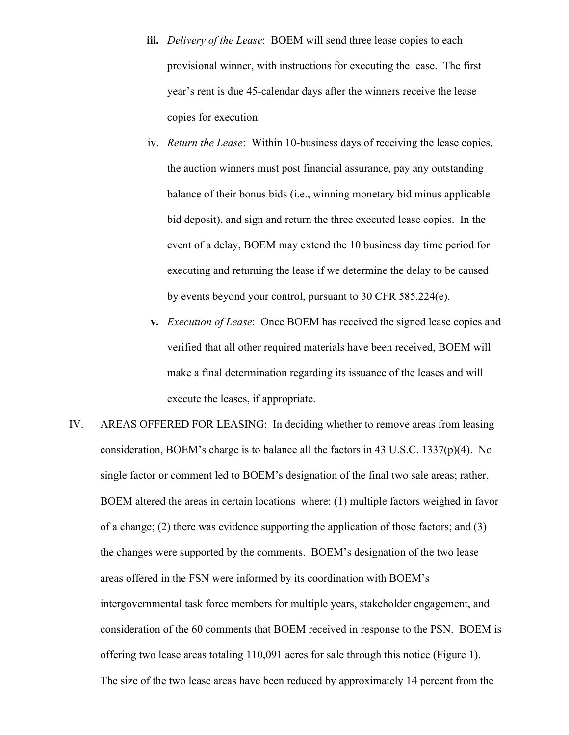iii. *Delivery of the Lease*: BOEM will send three lease copies to each provisional winner, with instructions for executing the lease. The first year's rent is due 45-calendar days after the winners receive the lease copies for execution.

iv. *Return the Lease*: Within 10-business days of receiving the lease copies, the auction winners must post financial assurance, pay any outstanding balance of their bonus bids (i.e., winning monetary bid minus applicable bid deposit), and sign and return the three executed lease copies. In the event of a delay, BOEM may extend the 10 business day time period for executing and returning the lease if we determine the delay to be caused by events beyond your control, pursuant to 30 CFR 585.224(e).

v. *Execution of Lease*: Once BOEM has received the signed lease copies and verified that all other required materials have been received, BOEM will make a final determination regarding its issuance of the leases and will execute the leases, if appropriate.

IV. AREAS OFFERED FOR LEASING: In deciding whether to remove areas from leasing consideration, BOEM's charge is to balance all the factors in 43 U.S.C. 1337(p)(4). No single factor or comment led to BOEM's designation of the final two sale areas; rather, BOEM altered the areas in certain locations where: (1) multiple factors weighed in favor of a change; (2) there was evidence supporting the application of those factors; and (3) the changes were supported by the comments. BOEM's designation of the two lease areas offered in the FSN were informed by its coordination with BOEM's intergovernmental task force members for multiple years, stakeholder engagement, and consideration of the 60 comments that BOEM received in response to the PSN. BOEM is offering two lease areas totaling 110,091 acres for sale through this notice (Figure 1). The size of the two lease areas have been reduced by approximately 14 percent from the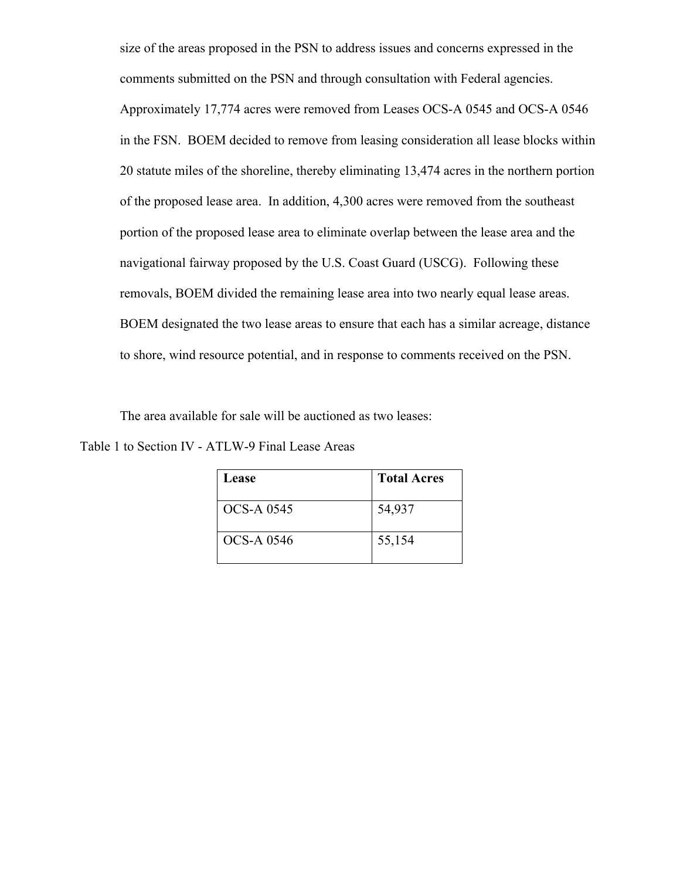size of the areas proposed in the PSN to address issues and concerns expressed in the comments submitted on the PSN and through consultation with Federal agencies. Approximately 17,774 acres were removed from Leases OCS-A 0545 and OCS-A 0546 in the FSN. BOEM decided to remove from leasing consideration all lease blocks within 20 statute miles of the shoreline, thereby eliminating 13,474 acres in the northern portion of the proposed lease area. In addition, 4,300 acres were removed from the southeast portion of the proposed lease area to eliminate overlap between the lease area and the navigational fairway proposed by the U.S. Coast Guard (USCG). Following these removals, BOEM divided the remaining lease area into two nearly equal lease areas. BOEM designated the two lease areas to ensure that each has a similar acreage, distance to shore, wind resource potential, and in response to comments received on the PSN.

The area available for sale will be auctioned as two leases:

Table 1 to Section IV - ATLW-9 Final Lease Areas

| **Lease** | **Total Acres** |
|---|---|
| OCS-A 0545 | 54,937 |
| OCS-A 0546 | 55,154 |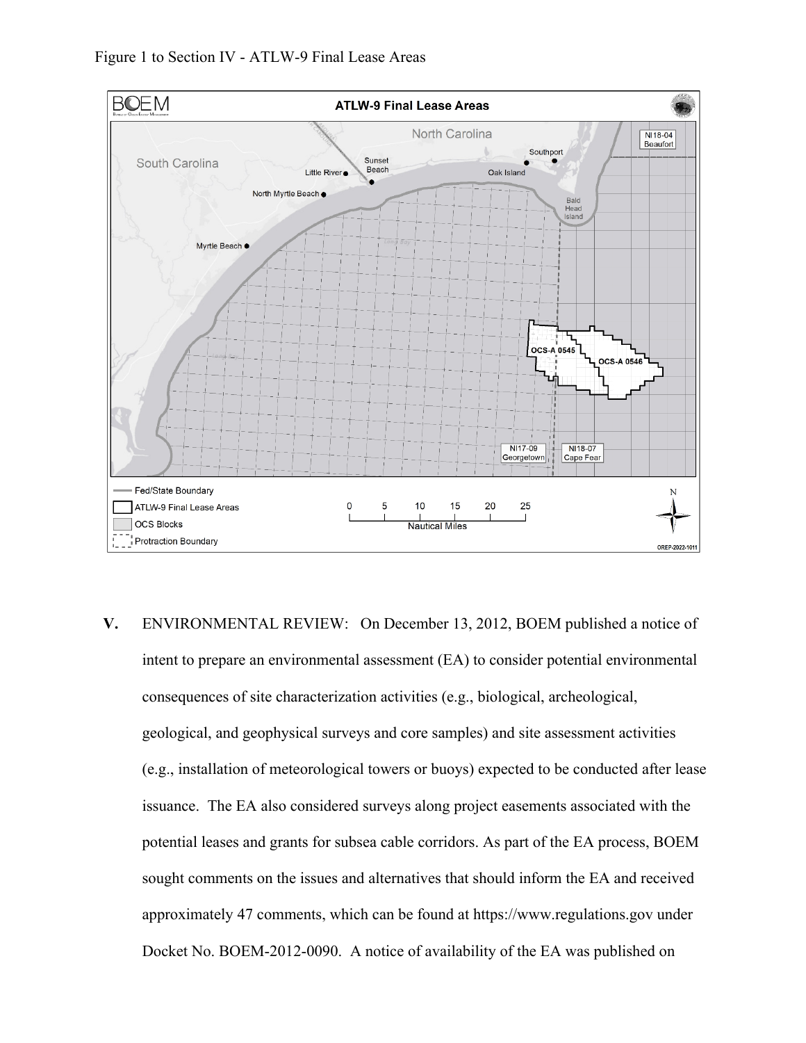Figure 1 to Section IV - ATLW-9 Final Lease Areas

**V.** ENVIRONMENTAL REVIEW: On December 13, 2012, BOEM published a notice of intent to prepare an environmental assessment (EA) to consider potential environmental consequences of site characterization activities (e.g., biological, archeological, geological, and geophysical surveys and core samples) and site assessment activities (e.g., installation of meteorological towers or buoys) expected to be conducted after lease issuance. The EA also considered surveys along project easements associated with the potential leases and grants for subsea cable corridors. As part of the EA process, BOEM sought comments on the issues and alternatives that should inform the EA and received approximately 47 comments, which can be found at https://www.regulations.gov under Docket No. BOEM-2012-0090. A notice of availability of the EA was published on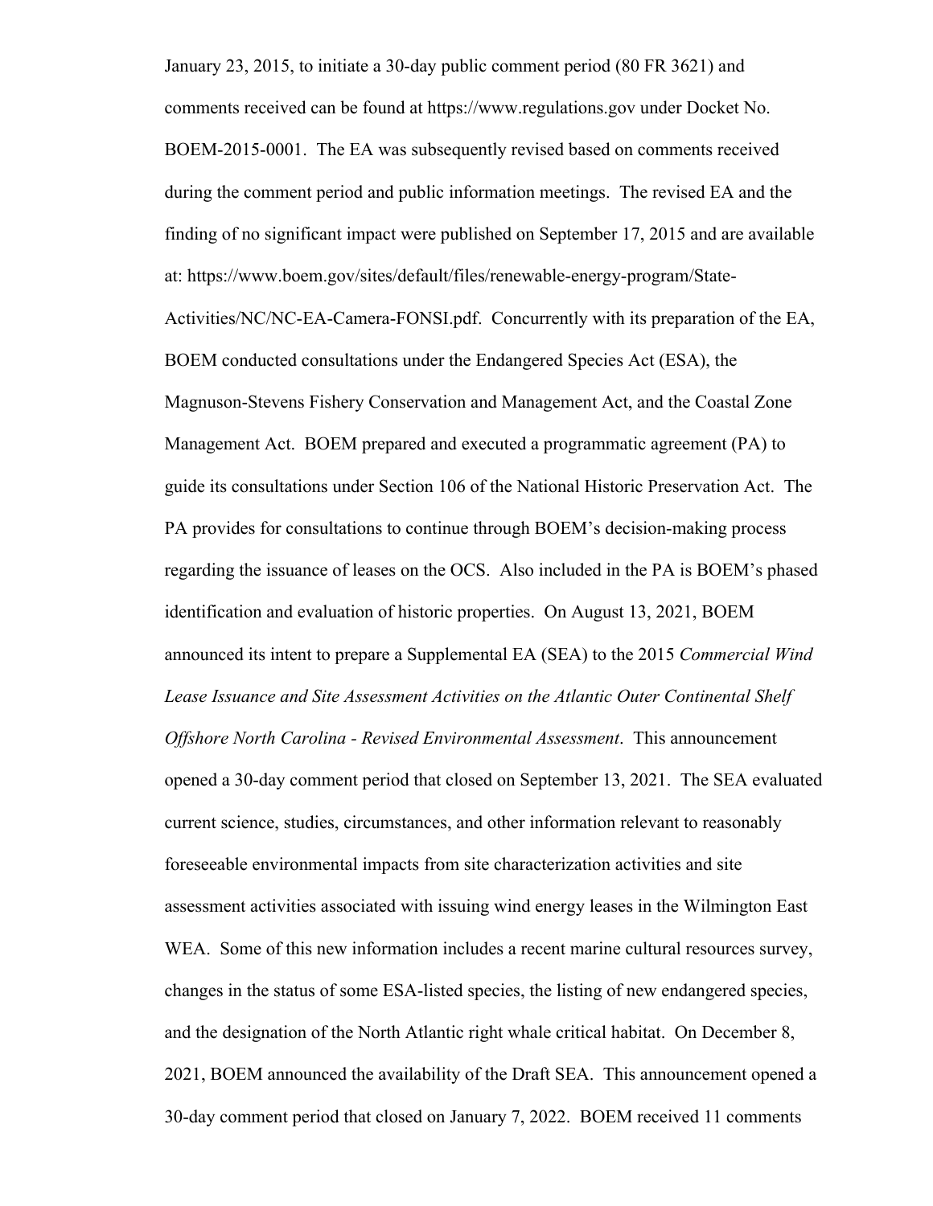January 23, 2015, to initiate a 30-day public comment period (80 FR 3621) and comments received can be found at https://www.regulations.gov under Docket No. BOEM-2015-0001. The EA was subsequently revised based on comments received during the comment period and public information meetings. The revised EA and the finding of no significant impact were published on September 17, 2015 and are available at: https://www.boem.gov/sites/default/files/renewable-energy-program/State-Activities/NC/NC-EA-Camera-FONSI.pdf. Concurrently with its preparation of the EA, BOEM conducted consultations under the Endangered Species Act (ESA), the Magnuson-Stevens Fishery Conservation and Management Act, and the Coastal Zone Management Act. BOEM prepared and executed a programmatic agreement (PA) to guide its consultations under Section 106 of the National Historic Preservation Act. The PA provides for consultations to continue through BOEM's decision-making process regarding the issuance of leases on the OCS. Also included in the PA is BOEM's phased identification and evaluation of historic properties. On August 13, 2021, BOEM announced its intent to prepare a Supplemental EA (SEA) to the 2015 *Commercial Wind Lease Issuance and Site Assessment Activities on the Atlantic Outer Continental Shelf Offshore North Carolina - Revised Environmental Assessment*. This announcement opened a 30-day comment period that closed on September 13, 2021. The SEA evaluated current science, studies, circumstances, and other information relevant to reasonably foreseeable environmental impacts from site characterization activities and site assessment activities associated with issuing wind energy leases in the Wilmington East WEA. Some of this new information includes a recent marine cultural resources survey, changes in the status of some ESA-listed species, the listing of new endangered species, and the designation of the North Atlantic right whale critical habitat. On December 8, 2021, BOEM announced the availability of the Draft SEA. This announcement opened a 30-day comment period that closed on January 7, 2022. BOEM received 11 comments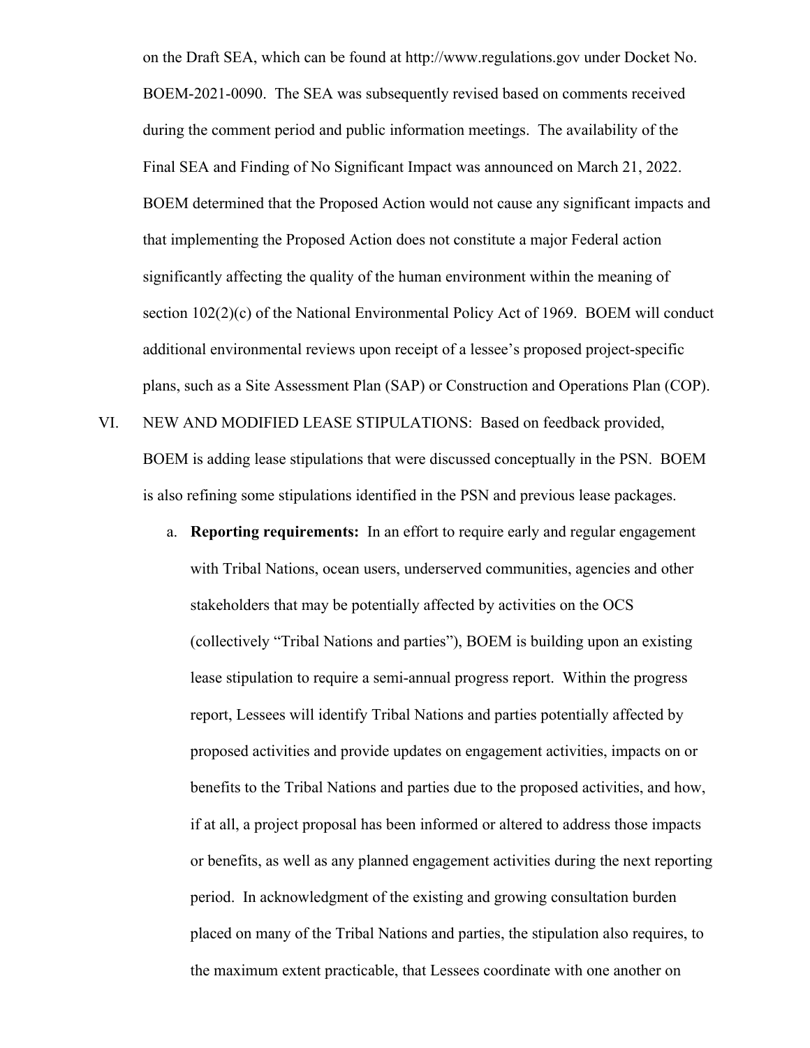on the Draft SEA, which can be found at http://www.regulations.gov under Docket No. BOEM-2021-0090. The SEA was subsequently revised based on comments received during the comment period and public information meetings. The availability of the Final SEA and Finding of No Significant Impact was announced on March 21, 2022. BOEM determined that the Proposed Action would not cause any significant impacts and that implementing the Proposed Action does not constitute a major Federal action significantly affecting the quality of the human environment within the meaning of section 102(2)(c) of the National Environmental Policy Act of 1969. BOEM will conduct additional environmental reviews upon receipt of a lessee's proposed project-specific plans, such as a Site Assessment Plan (SAP) or Construction and Operations Plan (COP).

VI. NEW AND MODIFIED LEASE STIPULATIONS: Based on feedback provided, BOEM is adding lease stipulations that were discussed conceptually in the PSN. BOEM is also refining some stipulations identified in the PSN and previous lease packages.

a. **Reporting requirements:** In an effort to require early and regular engagement with Tribal Nations, ocean users, underserved communities, agencies and other stakeholders that may be potentially affected by activities on the OCS (collectively "Tribal Nations and parties"), BOEM is building upon an existing lease stipulation to require a semi-annual progress report. Within the progress report, Lessees will identify Tribal Nations and parties potentially affected by proposed activities and provide updates on engagement activities, impacts on or benefits to the Tribal Nations and parties due to the proposed activities, and how, if at all, a project proposal has been informed or altered to address those impacts or benefits, as well as any planned engagement activities during the next reporting period. In acknowledgment of the existing and growing consultation burden placed on many of the Tribal Nations and parties, the stipulation also requires, to the maximum extent practicable, that Lessees coordinate with one another on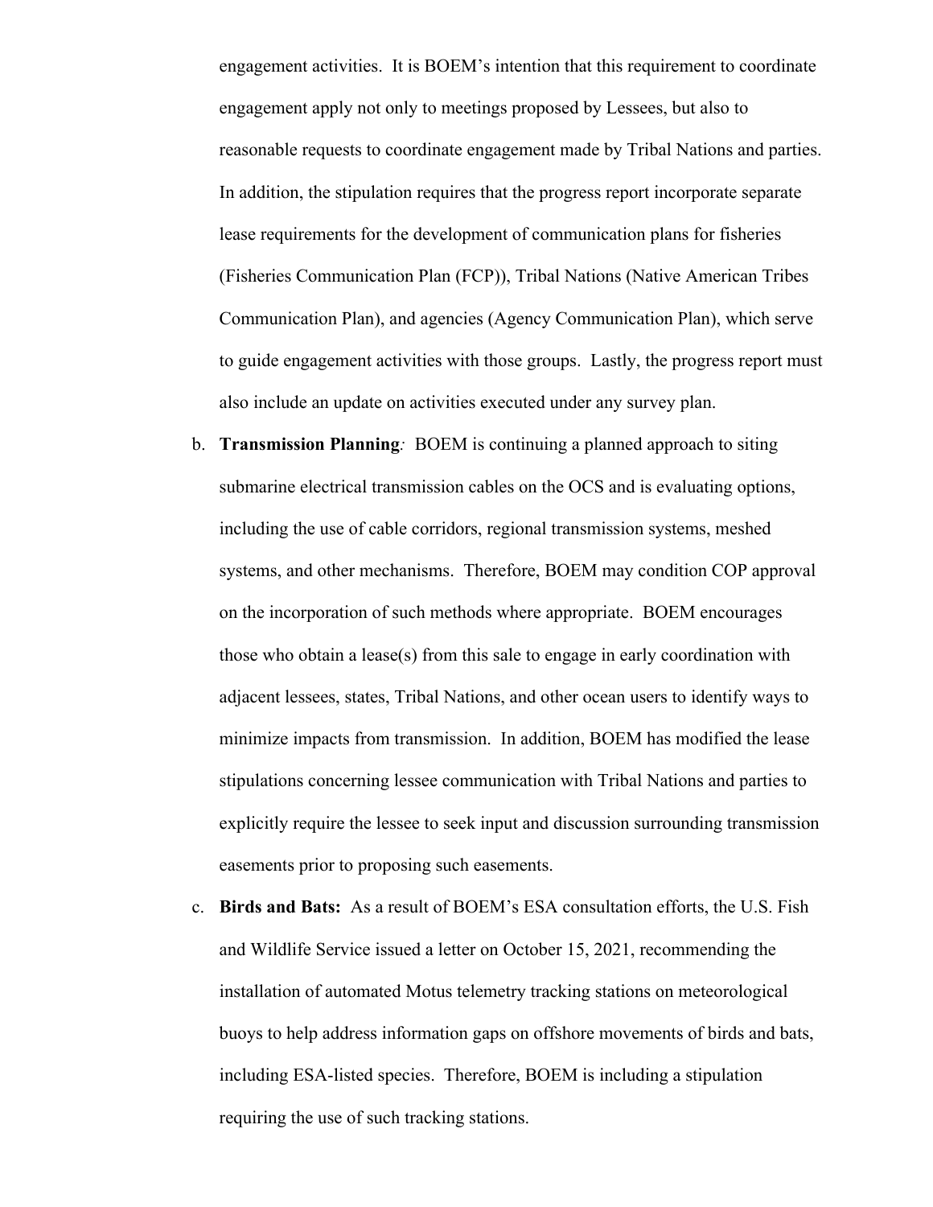engagement activities. It is BOEM's intention that this requirement to coordinate engagement apply not only to meetings proposed by Lessees, but also to reasonable requests to coordinate engagement made by Tribal Nations and parties. In addition, the stipulation requires that the progress report incorporate separate lease requirements for the development of communication plans for fisheries (Fisheries Communication Plan (FCP)), Tribal Nations (Native American Tribes Communication Plan), and agencies (Agency Communication Plan), which serve to guide engagement activities with those groups. Lastly, the progress report must also include an update on activities executed under any survey plan.

b. **Transmission Planning***:* BOEM is continuing a planned approach to siting submarine electrical transmission cables on the OCS and is evaluating options, including the use of cable corridors, regional transmission systems, meshed systems, and other mechanisms. Therefore, BOEM may condition COP approval on the incorporation of such methods where appropriate. BOEM encourages those who obtain a lease(s) from this sale to engage in early coordination with adjacent lessees, states, Tribal Nations, and other ocean users to identify ways to minimize impacts from transmission. In addition, BOEM has modified the lease stipulations concerning lessee communication with Tribal Nations and parties to explicitly require the lessee to seek input and discussion surrounding transmission easements prior to proposing such easements.

c. **Birds and Bats:** As a result of BOEM's ESA consultation efforts, the U.S. Fish and Wildlife Service issued a letter on October 15, 2021, recommending the installation of automated Motus telemetry tracking stations on meteorological buoys to help address information gaps on offshore movements of birds and bats, including ESA-listed species. Therefore, BOEM is including a stipulation requiring the use of such tracking stations.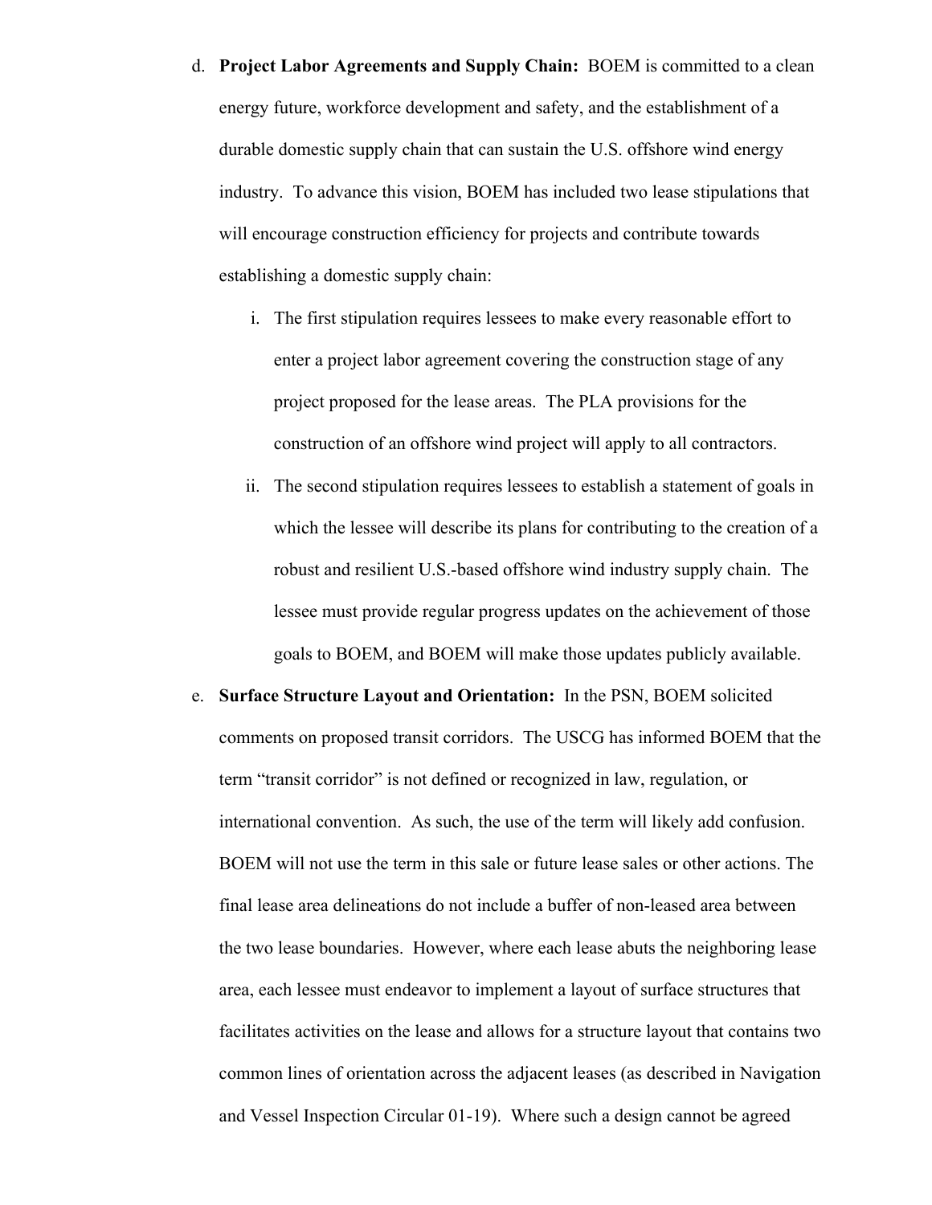d. **Project Labor Agreements and Supply Chain:** BOEM is committed to a clean energy future, workforce development and safety, and the establishment of a durable domestic supply chain that can sustain the U.S. offshore wind energy industry. To advance this vision, BOEM has included two lease stipulations that will encourage construction efficiency for projects and contribute towards establishing a domestic supply chain:

   i. The first stipulation requires lessees to make every reasonable effort to enter a project labor agreement covering the construction stage of any project proposed for the lease areas. The PLA provisions for the construction of an offshore wind project will apply to all contractors.

   ii. The second stipulation requires lessees to establish a statement of goals in which the lessee will describe its plans for contributing to the creation of a robust and resilient U.S.-based offshore wind industry supply chain. The lessee must provide regular progress updates on the achievement of those goals to BOEM, and BOEM will make those updates publicly available.

e. **Surface Structure Layout and Orientation:** In the PSN, BOEM solicited comments on proposed transit corridors. The USCG has informed BOEM that the term "transit corridor" is not defined or recognized in law, regulation, or international convention. As such, the use of the term will likely add confusion. BOEM will not use the term in this sale or future lease sales or other actions. The final lease area delineations do not include a buffer of non-leased area between the two lease boundaries. However, where each lease abuts the neighboring lease area, each lessee must endeavor to implement a layout of surface structures that facilitates activities on the lease and allows for a structure layout that contains two common lines of orientation across the adjacent leases (as described in Navigation and Vessel Inspection Circular 01-19). Where such a design cannot be agreed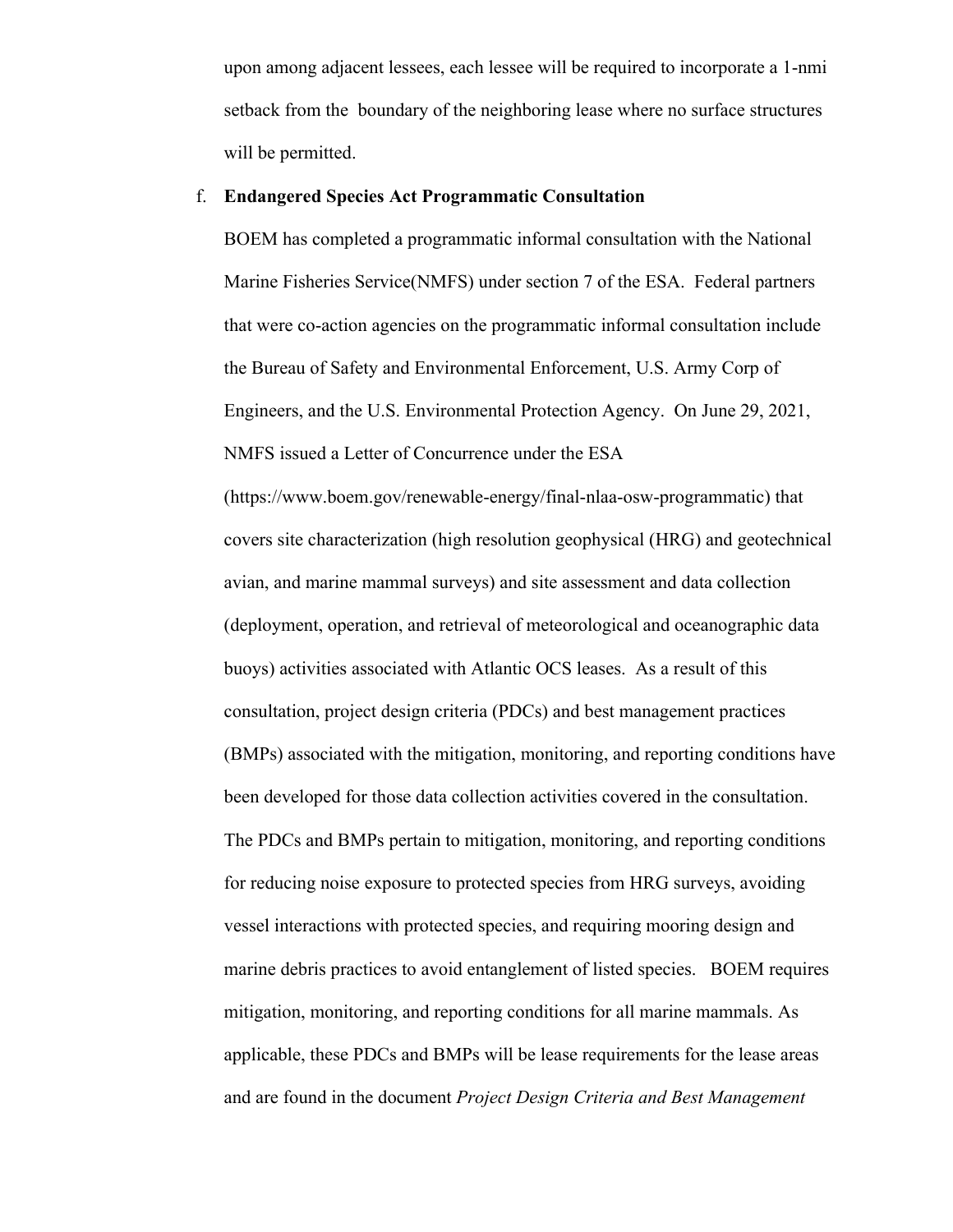upon among adjacent lessees, each lessee will be required to incorporate a 1-nmi setback from the boundary of the neighboring lease where no surface structures will be permitted.

f. **Endangered Species Act Programmatic Consultation**

BOEM has completed a programmatic informal consultation with the National Marine Fisheries Service(NMFS) under section 7 of the ESA. Federal partners that were co-action agencies on the programmatic informal consultation include the Bureau of Safety and Environmental Enforcement, U.S. Army Corp of Engineers, and the U.S. Environmental Protection Agency. On June 29, 2021, NMFS issued a Letter of Concurrence under the ESA (https://www.boem.gov/renewable-energy/final-nlaa-osw-programmatic) that covers site characterization (high resolution geophysical (HRG) and geotechnical avian, and marine mammal surveys) and site assessment and data collection (deployment, operation, and retrieval of meteorological and oceanographic data buoys) activities associated with Atlantic OCS leases. As a result of this consultation, project design criteria (PDCs) and best management practices (BMPs) associated with the mitigation, monitoring, and reporting conditions have been developed for those data collection activities covered in the consultation. The PDCs and BMPs pertain to mitigation, monitoring, and reporting conditions for reducing noise exposure to protected species from HRG surveys, avoiding vessel interactions with protected species, and requiring mooring design and marine debris practices to avoid entanglement of listed species. BOEM requires mitigation, monitoring, and reporting conditions for all marine mammals. As applicable, these PDCs and BMPs will be lease requirements for the lease areas and are found in the document *Project Design Criteria and Best Management*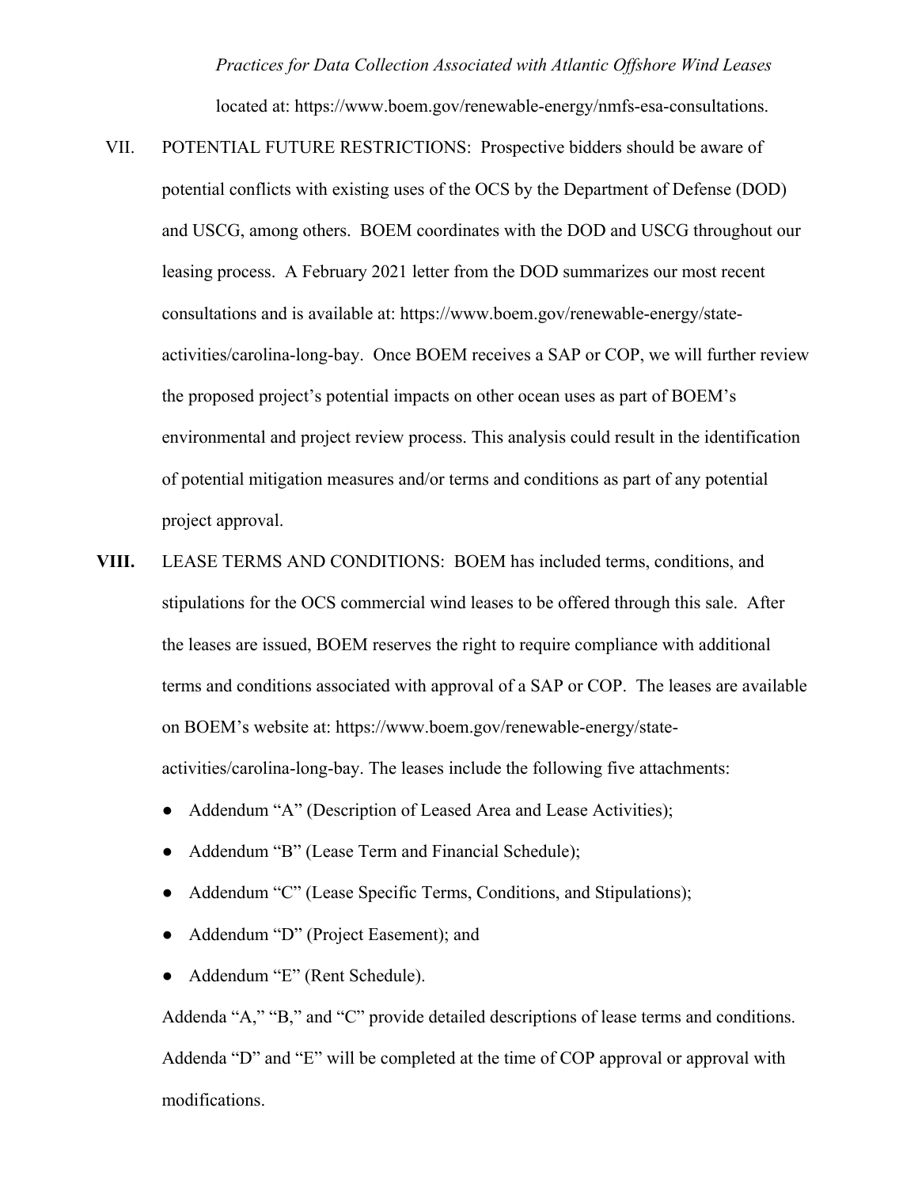*Practices for Data Collection Associated with Atlantic Offshore Wind Leases* located at: https://www.boem.gov/renewable-energy/nmfs-esa-consultations.

VII. POTENTIAL FUTURE RESTRICTIONS: Prospective bidders should be aware of potential conflicts with existing uses of the OCS by the Department of Defense (DOD) and USCG, among others. BOEM coordinates with the DOD and USCG throughout our leasing process. A February 2021 letter from the DOD summarizes our most recent consultations and is available at: https://www.boem.gov/renewable-energy/state-activities/carolina-long-bay. Once BOEM receives a SAP or COP, we will further review the proposed project's potential impacts on other ocean uses as part of BOEM's environmental and project review process. This analysis could result in the identification of potential mitigation measures and/or terms and conditions as part of any potential project approval.

**VIII.** LEASE TERMS AND CONDITIONS: BOEM has included terms, conditions, and stipulations for the OCS commercial wind leases to be offered through this sale. After the leases are issued, BOEM reserves the right to require compliance with additional terms and conditions associated with approval of a SAP or COP. The leases are available on BOEM's website at: https://www.boem.gov/renewable-energy/state-activities/carolina-long-bay. The leases include the following five attachments:

- Addendum "A" (Description of Leased Area and Lease Activities);
- Addendum "B" (Lease Term and Financial Schedule);
- Addendum "C" (Lease Specific Terms, Conditions, and Stipulations);
- Addendum "D" (Project Easement); and
- Addendum "E" (Rent Schedule).

Addenda "A," "B," and "C" provide detailed descriptions of lease terms and conditions. Addenda "D" and "E" will be completed at the time of COP approval or approval with modifications.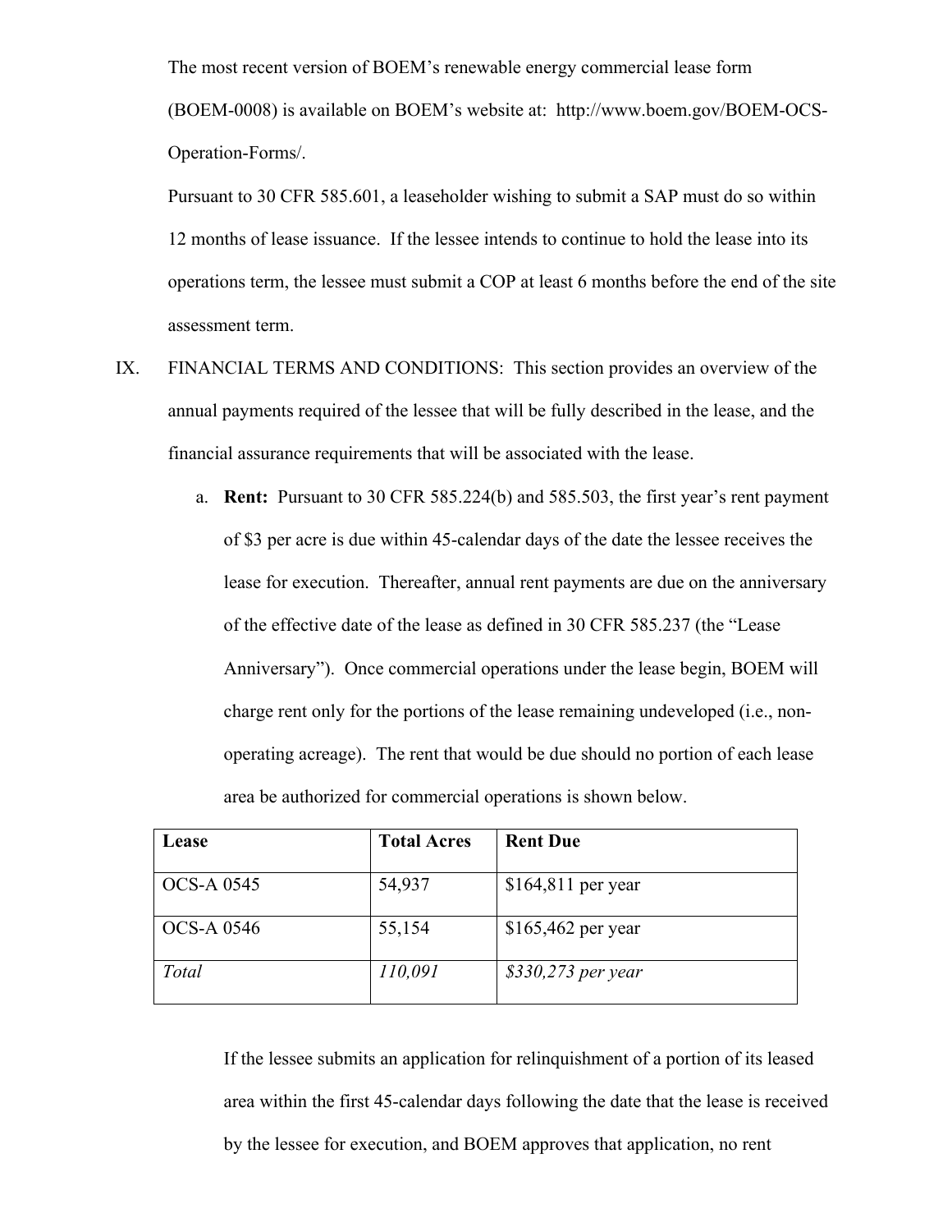The most recent version of BOEM's renewable energy commercial lease form (BOEM-0008) is available on BOEM's website at: http://www.boem.gov/BOEM-OCS-Operation-Forms/.

Pursuant to 30 CFR 585.601, a leaseholder wishing to submit a SAP must do so within 12 months of lease issuance. If the lessee intends to continue to hold the lease into its operations term, the lessee must submit a COP at least 6 months before the end of the site assessment term.

IX. FINANCIAL TERMS AND CONDITIONS: This section provides an overview of the annual payments required of the lessee that will be fully described in the lease, and the financial assurance requirements that will be associated with the lease.

a. **Rent:** Pursuant to 30 CFR 585.224(b) and 585.503, the first year's rent payment of $3 per acre is due within 45-calendar days of the date the lessee receives the lease for execution. Thereafter, annual rent payments are due on the anniversary of the effective date of the lease as defined in 30 CFR 585.237 (the "Lease Anniversary"). Once commercial operations under the lease begin, BOEM will charge rent only for the portions of the lease remaining undeveloped (i.e., non-operating acreage). The rent that would be due should no portion of each lease area be authorized for commercial operations is shown below.

| Lease | Total Acres | Rent Due |
|---|---|---|
| OCS-A 0545 | 54,937 | $164,811 per year |
| OCS-A 0546 | 55,154 | $165,462 per year |
| *Total* | *110,091* | *$330,273 per year* |

If the lessee submits an application for relinquishment of a portion of its leased area within the first 45-calendar days following the date that the lease is received by the lessee for execution, and BOEM approves that application, no rent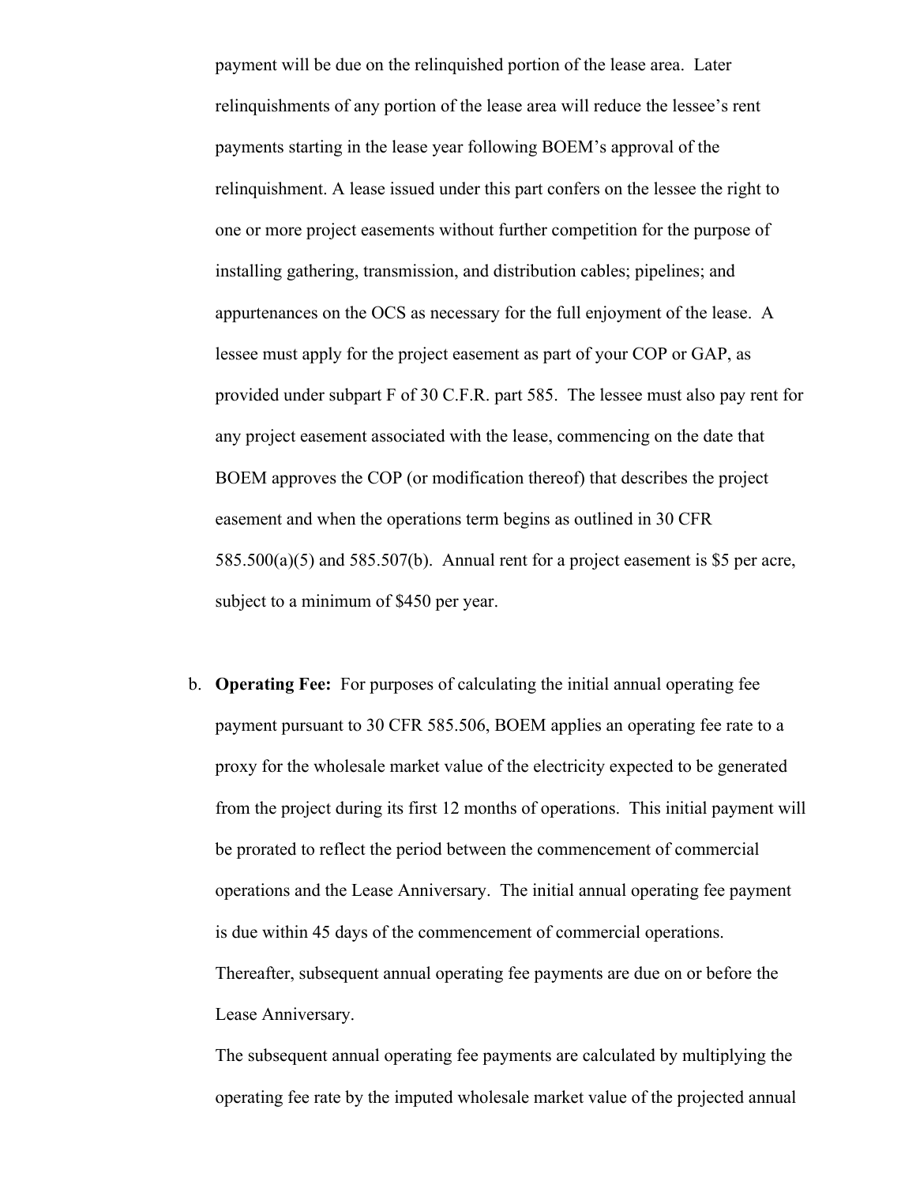payment will be due on the relinquished portion of the lease area. Later relinquishments of any portion of the lease area will reduce the lessee's rent payments starting in the lease year following BOEM's approval of the relinquishment. A lease issued under this part confers on the lessee the right to one or more project easements without further competition for the purpose of installing gathering, transmission, and distribution cables; pipelines; and appurtenances on the OCS as necessary for the full enjoyment of the lease. A lessee must apply for the project easement as part of your COP or GAP, as provided under subpart F of 30 C.F.R. part 585. The lessee must also pay rent for any project easement associated with the lease, commencing on the date that BOEM approves the COP (or modification thereof) that describes the project easement and when the operations term begins as outlined in 30 CFR 585.500(a)(5) and 585.507(b). Annual rent for a project easement is $5 per acre, subject to a minimum of $450 per year.

b. **Operating Fee:** For purposes of calculating the initial annual operating fee payment pursuant to 30 CFR 585.506, BOEM applies an operating fee rate to a proxy for the wholesale market value of the electricity expected to be generated from the project during its first 12 months of operations. This initial payment will be prorated to reflect the period between the commencement of commercial operations and the Lease Anniversary. The initial annual operating fee payment is due within 45 days of the commencement of commercial operations. Thereafter, subsequent annual operating fee payments are due on or before the Lease Anniversary.

   The subsequent annual operating fee payments are calculated by multiplying the operating fee rate by the imputed wholesale market value of the projected annual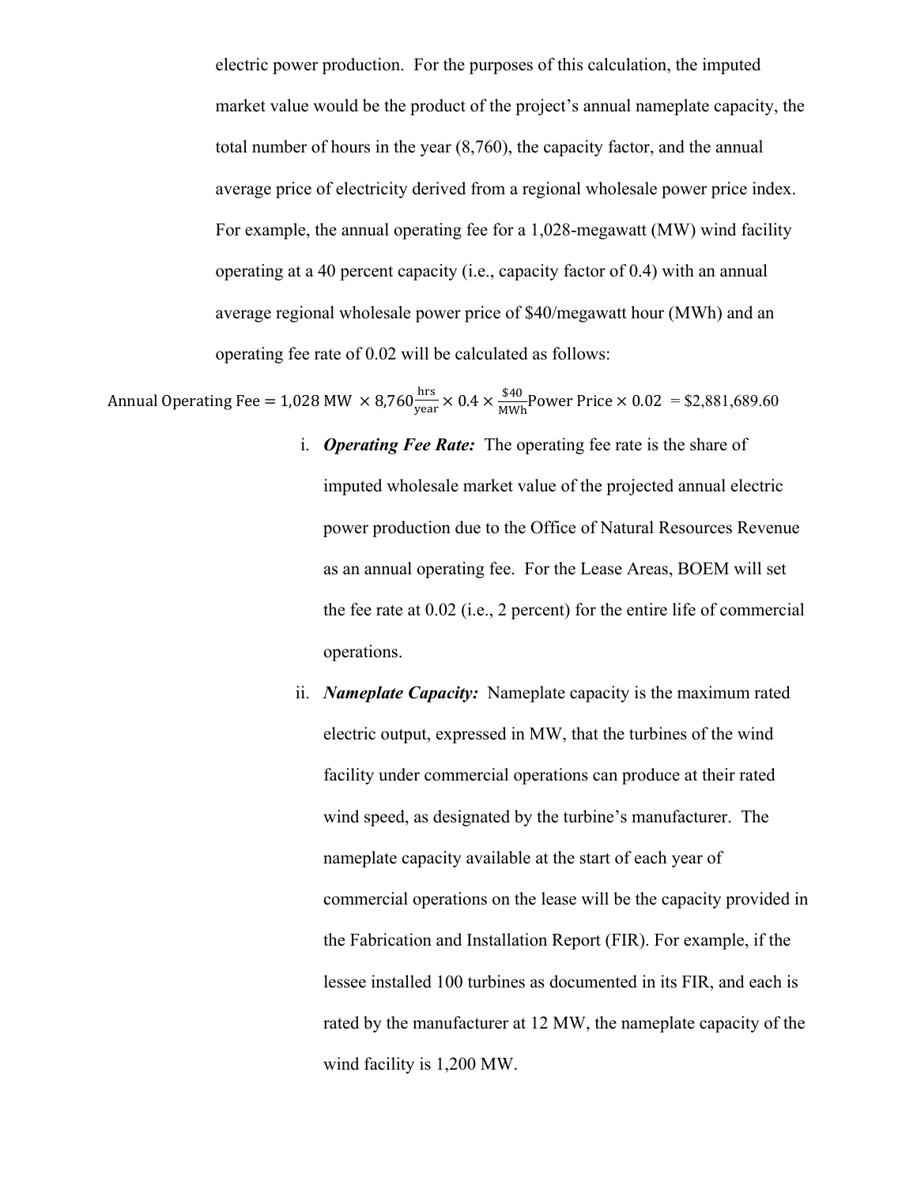electric power production. For the purposes of this calculation, the imputed market value would be the product of the project's annual nameplate capacity, the total number of hours in the year (8,760), the capacity factor, and the annual average price of electricity derived from a regional wholesale power price index. For example, the annual operating fee for a 1,028-megawatt (MW) wind facility operating at a 40 percent capacity (i.e., capacity factor of 0.4) with an annual average regional wholesale power price of $40/megawatt hour (MWh) and an operating fee rate of 0.02 will be calculated as follows:

$$\text{Annual Operating Fee} = 1{,}028 \text{ MW } \times 8{,}760 \frac{\text{hrs}}{\text{year}} \times 0.4 \times \frac{\$40}{\text{MWh}} \text{Power Price} \times 0.02 \ = \$2{,}881{,}689.60$$

i. ***Operating Fee Rate:*** The operating fee rate is the share of imputed wholesale market value of the projected annual electric power production due to the Office of Natural Resources Revenue as an annual operating fee. For the Lease Areas, BOEM will set the fee rate at 0.02 (i.e., 2 percent) for the entire life of commercial operations.

ii. ***Nameplate Capacity:*** Nameplate capacity is the maximum rated electric output, expressed in MW, that the turbines of the wind facility under commercial operations can produce at their rated wind speed, as designated by the turbine's manufacturer. The nameplate capacity available at the start of each year of commercial operations on the lease will be the capacity provided in the Fabrication and Installation Report (FIR). For example, if the lessee installed 100 turbines as documented in its FIR, and each is rated by the manufacturer at 12 MW, the nameplate capacity of the wind facility is 1,200 MW.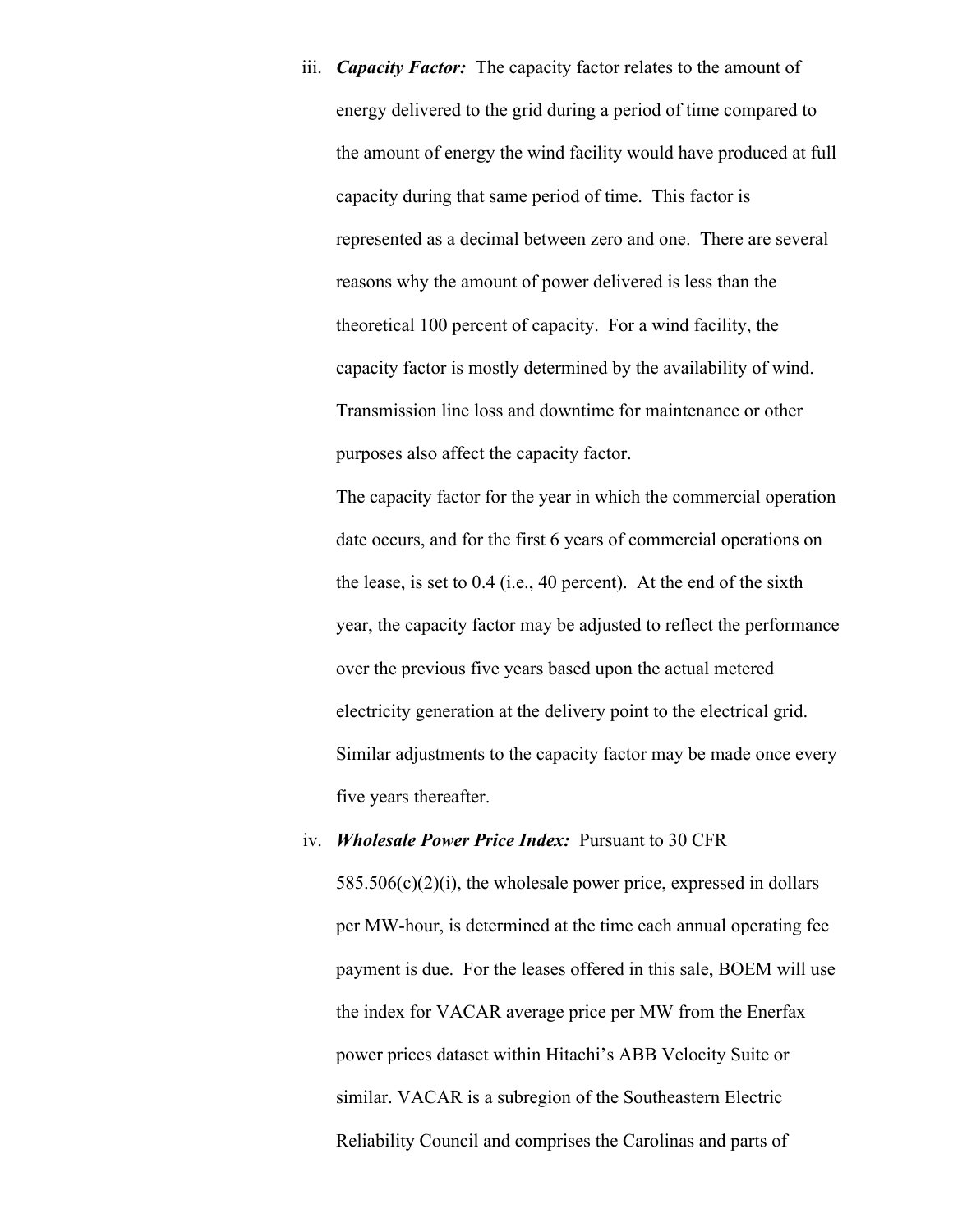iii. ***Capacity Factor:*** The capacity factor relates to the amount of energy delivered to the grid during a period of time compared to the amount of energy the wind facility would have produced at full capacity during that same period of time. This factor is represented as a decimal between zero and one. There are several reasons why the amount of power delivered is less than the theoretical 100 percent of capacity. For a wind facility, the capacity factor is mostly determined by the availability of wind. Transmission line loss and downtime for maintenance or other purposes also affect the capacity factor.

   The capacity factor for the year in which the commercial operation date occurs, and for the first 6 years of commercial operations on the lease, is set to 0.4 (i.e., 40 percent). At the end of the sixth year, the capacity factor may be adjusted to reflect the performance over the previous five years based upon the actual metered electricity generation at the delivery point to the electrical grid. Similar adjustments to the capacity factor may be made once every five years thereafter.

iv. ***Wholesale Power Price Index:*** Pursuant to 30 CFR 585.506(c)(2)(i), the wholesale power price, expressed in dollars per MW-hour, is determined at the time each annual operating fee payment is due. For the leases offered in this sale, BOEM will use the index for VACAR average price per MW from the Enerfax power prices dataset within Hitachi's ABB Velocity Suite or similar. VACAR is a subregion of the Southeastern Electric Reliability Council and comprises the Carolinas and parts of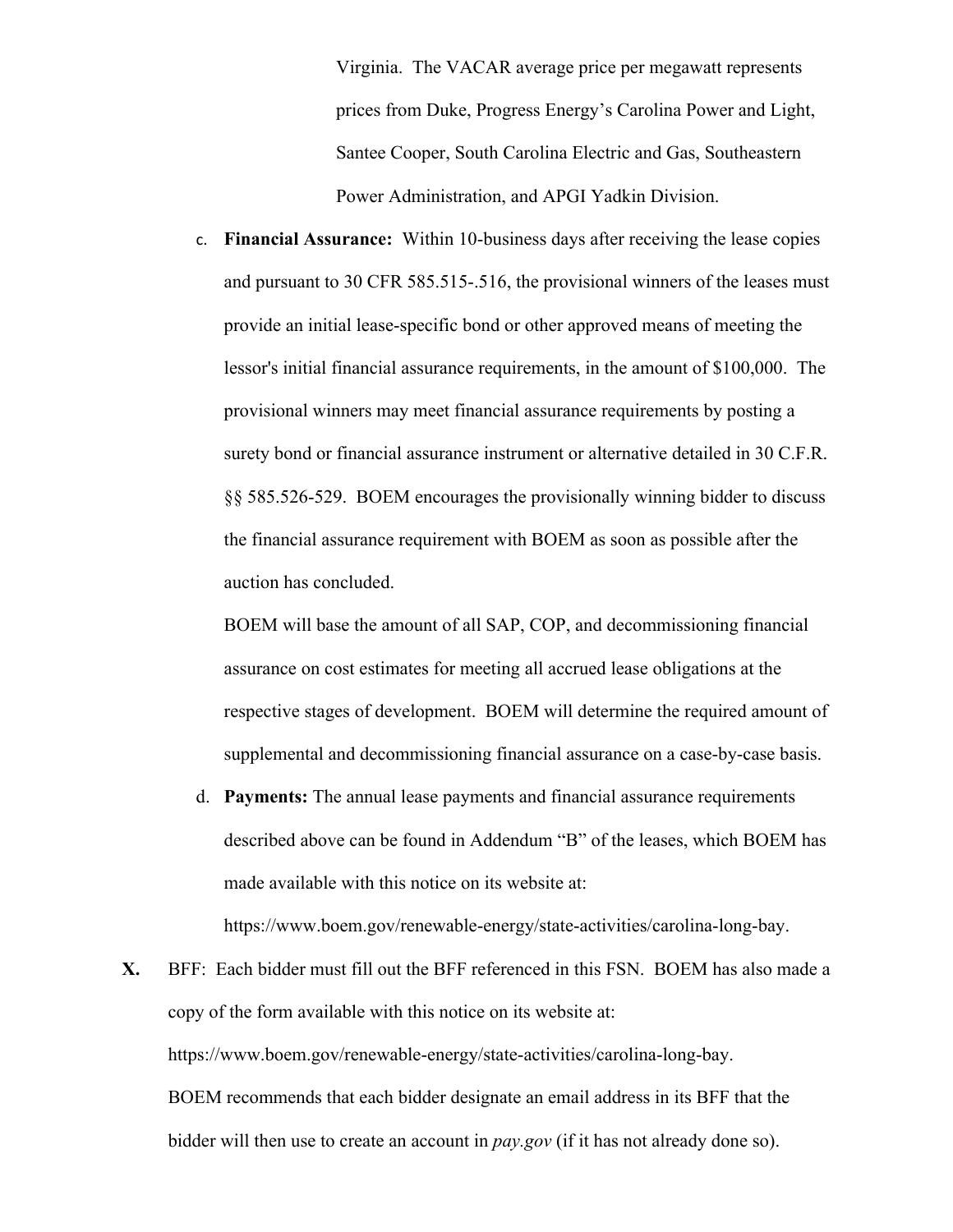Virginia. The VACAR average price per megawatt represents prices from Duke, Progress Energy's Carolina Power and Light, Santee Cooper, South Carolina Electric and Gas, Southeastern Power Administration, and APGI Yadkin Division.

c. **Financial Assurance:** Within 10-business days after receiving the lease copies and pursuant to 30 CFR 585.515-.516, the provisional winners of the leases must provide an initial lease-specific bond or other approved means of meeting the lessor's initial financial assurance requirements, in the amount of $100,000. The provisional winners may meet financial assurance requirements by posting a surety bond or financial assurance instrument or alternative detailed in 30 C.F.R. §§ 585.526-529. BOEM encourages the provisionally winning bidder to discuss the financial assurance requirement with BOEM as soon as possible after the auction has concluded.

   BOEM will base the amount of all SAP, COP, and decommissioning financial assurance on cost estimates for meeting all accrued lease obligations at the respective stages of development. BOEM will determine the required amount of supplemental and decommissioning financial assurance on a case-by-case basis.

d. **Payments:** The annual lease payments and financial assurance requirements described above can be found in Addendum "B" of the leases, which BOEM has made available with this notice on its website at: https://www.boem.gov/renewable-energy/state-activities/carolina-long-bay.

**X.** BFF: Each bidder must fill out the BFF referenced in this FSN. BOEM has also made a copy of the form available with this notice on its website at: https://www.boem.gov/renewable-energy/state-activities/carolina-long-bay. BOEM recommends that each bidder designate an email address in its BFF that the bidder will then use to create an account in *pay.gov* (if it has not already done so).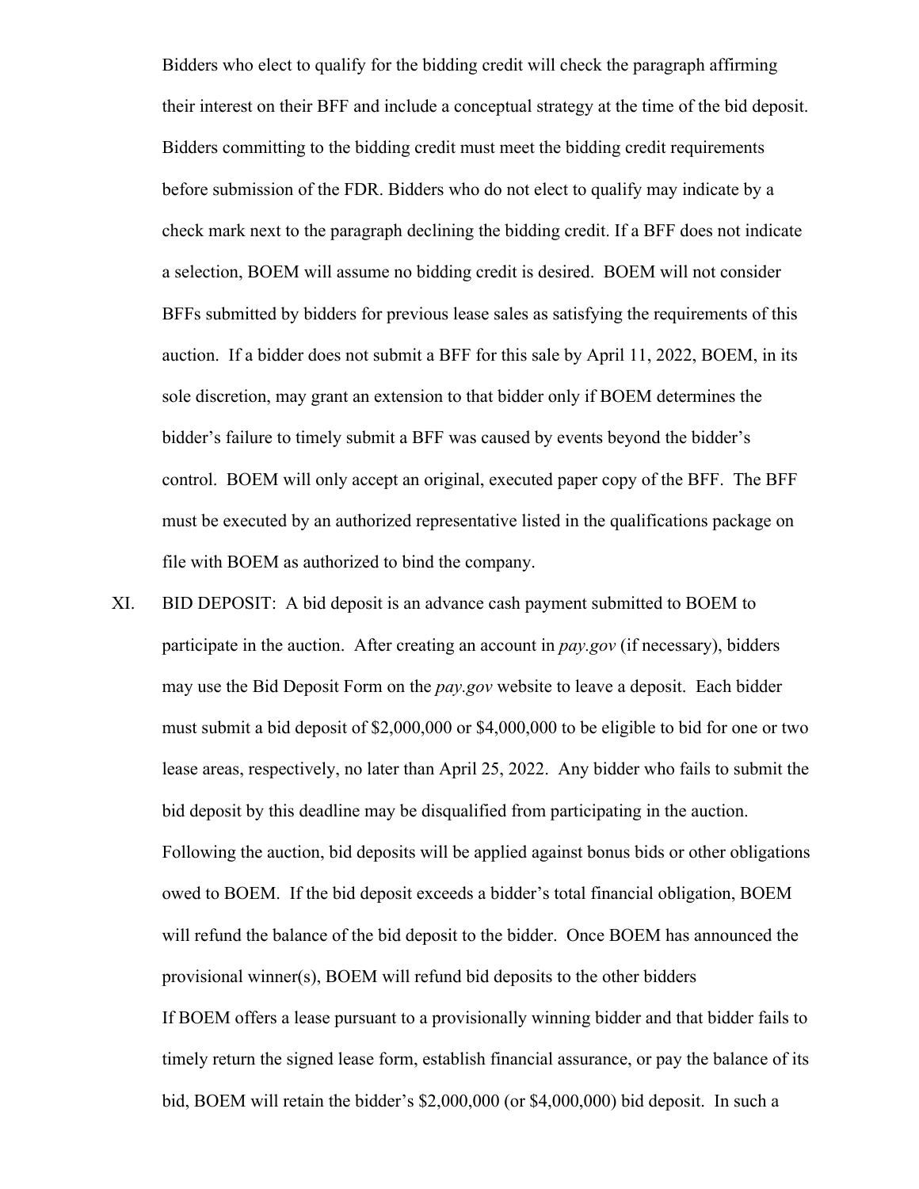Bidders who elect to qualify for the bidding credit will check the paragraph affirming their interest on their BFF and include a conceptual strategy at the time of the bid deposit. Bidders committing to the bidding credit must meet the bidding credit requirements before submission of the FDR. Bidders who do not elect to qualify may indicate by a check mark next to the paragraph declining the bidding credit. If a BFF does not indicate a selection, BOEM will assume no bidding credit is desired. BOEM will not consider BFFs submitted by bidders for previous lease sales as satisfying the requirements of this auction. If a bidder does not submit a BFF for this sale by April 11, 2022, BOEM, in its sole discretion, may grant an extension to that bidder only if BOEM determines the bidder's failure to timely submit a BFF was caused by events beyond the bidder's control. BOEM will only accept an original, executed paper copy of the BFF. The BFF must be executed by an authorized representative listed in the qualifications package on file with BOEM as authorized to bind the company.

XI. BID DEPOSIT: A bid deposit is an advance cash payment submitted to BOEM to participate in the auction. After creating an account in *pay.gov* (if necessary), bidders may use the Bid Deposit Form on the *pay.gov* website to leave a deposit. Each bidder must submit a bid deposit of $2,000,000 or $4,000,000 to be eligible to bid for one or two lease areas, respectively, no later than April 25, 2022. Any bidder who fails to submit the bid deposit by this deadline may be disqualified from participating in the auction. Following the auction, bid deposits will be applied against bonus bids or other obligations owed to BOEM. If the bid deposit exceeds a bidder's total financial obligation, BOEM will refund the balance of the bid deposit to the bidder. Once BOEM has announced the provisional winner(s), BOEM will refund bid deposits to the other bidders

If BOEM offers a lease pursuant to a provisionally winning bidder and that bidder fails to timely return the signed lease form, establish financial assurance, or pay the balance of its bid, BOEM will retain the bidder's $2,000,000 (or $4,000,000) bid deposit. In such a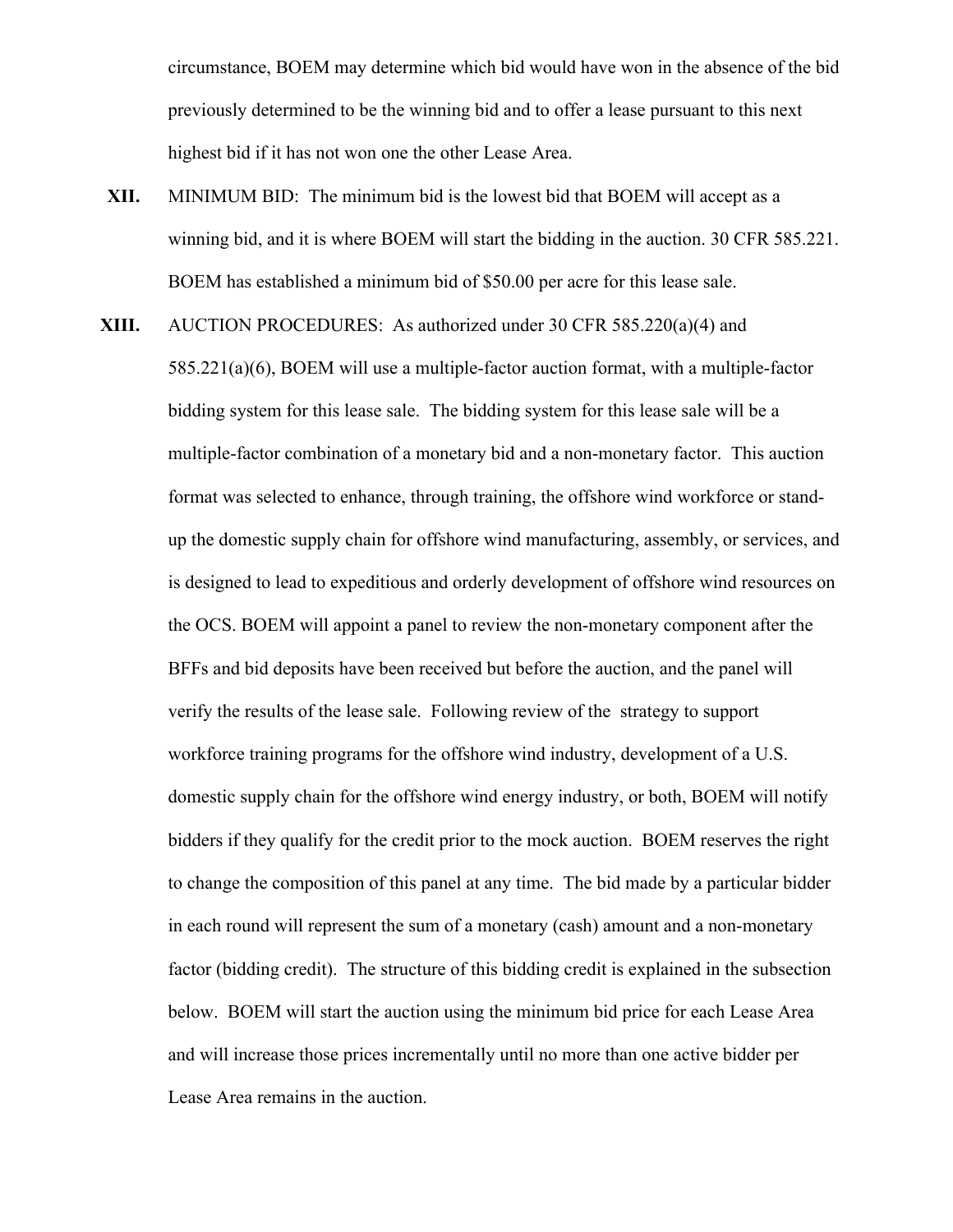circumstance, BOEM may determine which bid would have won in the absence of the bid previously determined to be the winning bid and to offer a lease pursuant to this next highest bid if it has not won one the other Lease Area.

**XII.** MINIMUM BID: The minimum bid is the lowest bid that BOEM will accept as a winning bid, and it is where BOEM will start the bidding in the auction. 30 CFR 585.221. BOEM has established a minimum bid of $50.00 per acre for this lease sale.

**XIII.** AUCTION PROCEDURES: As authorized under 30 CFR 585.220(a)(4) and 585.221(a)(6), BOEM will use a multiple-factor auction format, with a multiple-factor bidding system for this lease sale. The bidding system for this lease sale will be a multiple-factor combination of a monetary bid and a non-monetary factor. This auction format was selected to enhance, through training, the offshore wind workforce or stand-up the domestic supply chain for offshore wind manufacturing, assembly, or services, and is designed to lead to expeditious and orderly development of offshore wind resources on the OCS. BOEM will appoint a panel to review the non-monetary component after the BFFs and bid deposits have been received but before the auction, and the panel will verify the results of the lease sale. Following review of the strategy to support workforce training programs for the offshore wind industry, development of a U.S. domestic supply chain for the offshore wind energy industry, or both, BOEM will notify bidders if they qualify for the credit prior to the mock auction. BOEM reserves the right to change the composition of this panel at any time. The bid made by a particular bidder in each round will represent the sum of a monetary (cash) amount and a non-monetary factor (bidding credit). The structure of this bidding credit is explained in the subsection below. BOEM will start the auction using the minimum bid price for each Lease Area and will increase those prices incrementally until no more than one active bidder per Lease Area remains in the auction.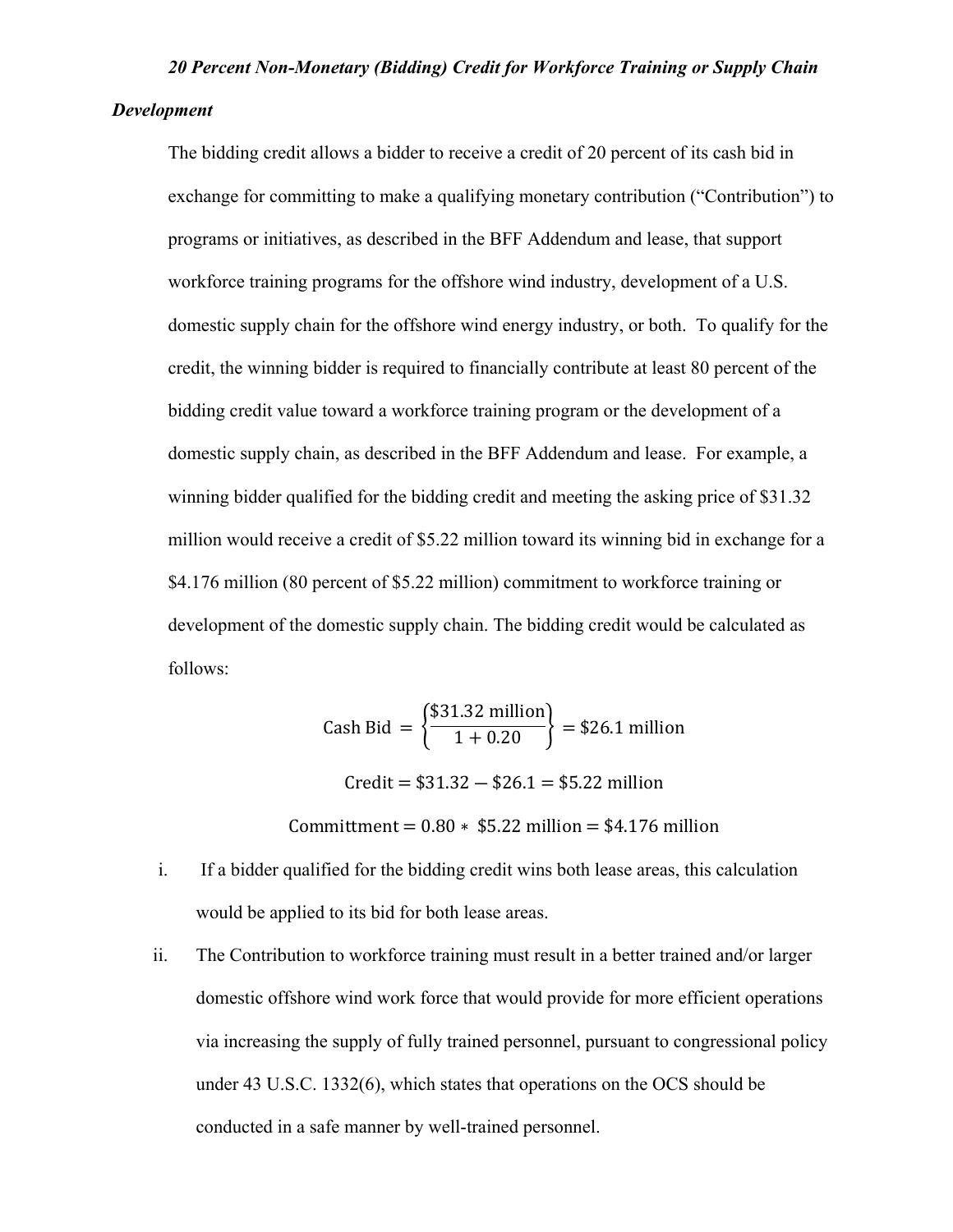*20 Percent Non-Monetary (Bidding) Credit for Workforce Training or Supply Chain Development*

The bidding credit allows a bidder to receive a credit of 20 percent of its cash bid in exchange for committing to make a qualifying monetary contribution ("Contribution") to programs or initiatives, as described in the BFF Addendum and lease, that support workforce training programs for the offshore wind industry, development of a U.S. domestic supply chain for the offshore wind energy industry, or both. To qualify for the credit, the winning bidder is required to financially contribute at least 80 percent of the bidding credit value toward a workforce training program or the development of a domestic supply chain, as described in the BFF Addendum and lease. For example, a winning bidder qualified for the bidding credit and meeting the asking price of $31.32 million would receive a credit of $5.22 million toward its winning bid in exchange for a $4.176 million (80 percent of $5.22 million) commitment to workforce training or development of the domestic supply chain. The bidding credit would be calculated as follows:

$$\text{Cash Bid } = \left\{\frac{\$31.32 \text{ million}}{1 + 0.20}\right\} = \$26.1 \text{ million}$$

$$\text{Credit} = \$31.32 - \$26.1 = \$5.22 \text{ million}$$

$$\text{Committment} = 0.80 * \ \$5.22 \text{ million} = \$4.176 \text{ million}$$

i. If a bidder qualified for the bidding credit wins both lease areas, this calculation would be applied to its bid for both lease areas.

ii. The Contribution to workforce training must result in a better trained and/or larger domestic offshore wind work force that would provide for more efficient operations via increasing the supply of fully trained personnel, pursuant to congressional policy under 43 U.S.C. 1332(6), which states that operations on the OCS should be conducted in a safe manner by well-trained personnel.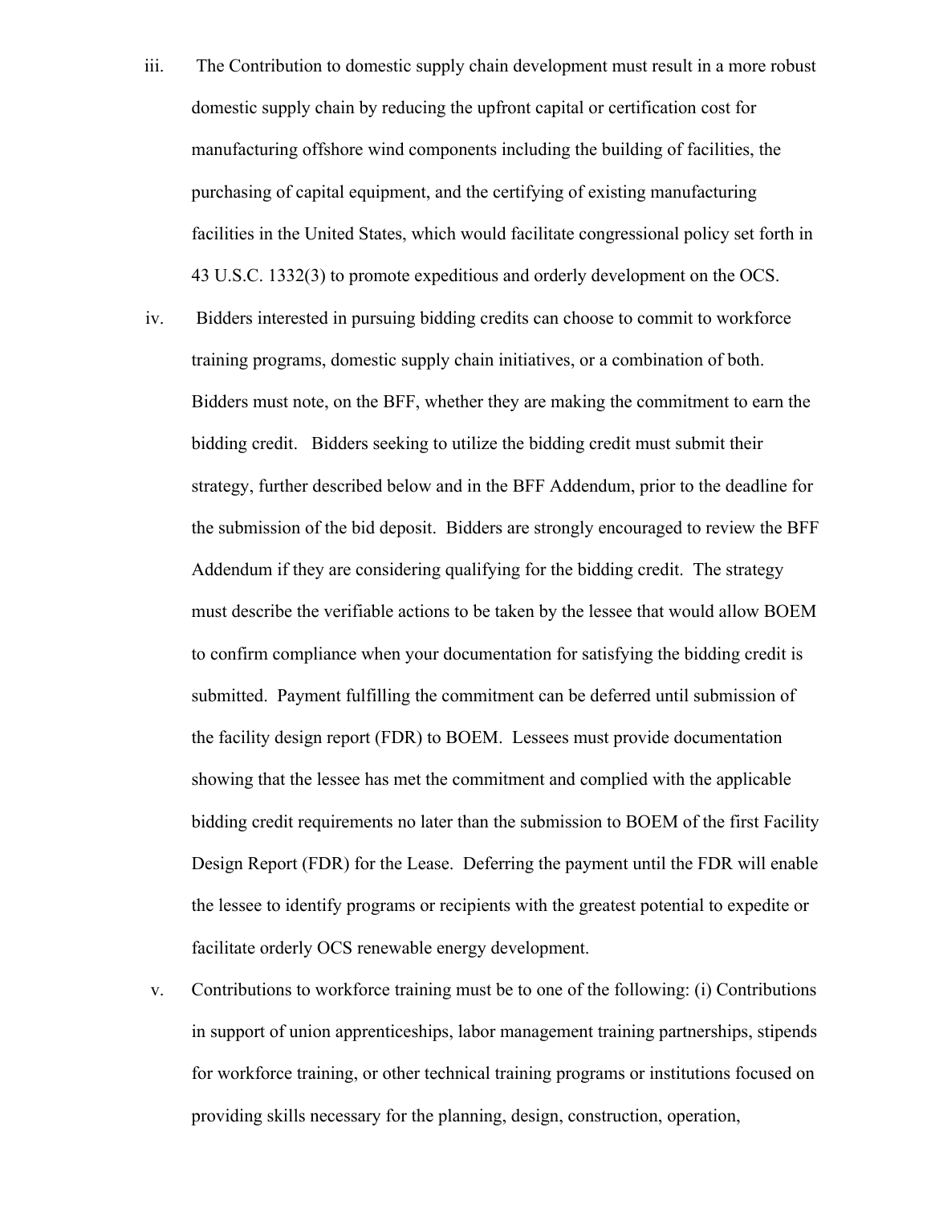iii. The Contribution to domestic supply chain development must result in a more robust domestic supply chain by reducing the upfront capital or certification cost for manufacturing offshore wind components including the building of facilities, the purchasing of capital equipment, and the certifying of existing manufacturing facilities in the United States, which would facilitate congressional policy set forth in 43 U.S.C. 1332(3) to promote expeditious and orderly development on the OCS.

iv. Bidders interested in pursuing bidding credits can choose to commit to workforce training programs, domestic supply chain initiatives, or a combination of both. Bidders must note, on the BFF, whether they are making the commitment to earn the bidding credit. Bidders seeking to utilize the bidding credit must submit their strategy, further described below and in the BFF Addendum, prior to the deadline for the submission of the bid deposit. Bidders are strongly encouraged to review the BFF Addendum if they are considering qualifying for the bidding credit. The strategy must describe the verifiable actions to be taken by the lessee that would allow BOEM to confirm compliance when your documentation for satisfying the bidding credit is submitted. Payment fulfilling the commitment can be deferred until submission of the facility design report (FDR) to BOEM. Lessees must provide documentation showing that the lessee has met the commitment and complied with the applicable bidding credit requirements no later than the submission to BOEM of the first Facility Design Report (FDR) for the Lease. Deferring the payment until the FDR will enable the lessee to identify programs or recipients with the greatest potential to expedite or facilitate orderly OCS renewable energy development.

v. Contributions to workforce training must be to one of the following: (i) Contributions in support of union apprenticeships, labor management training partnerships, stipends for workforce training, or other technical training programs or institutions focused on providing skills necessary for the planning, design, construction, operation,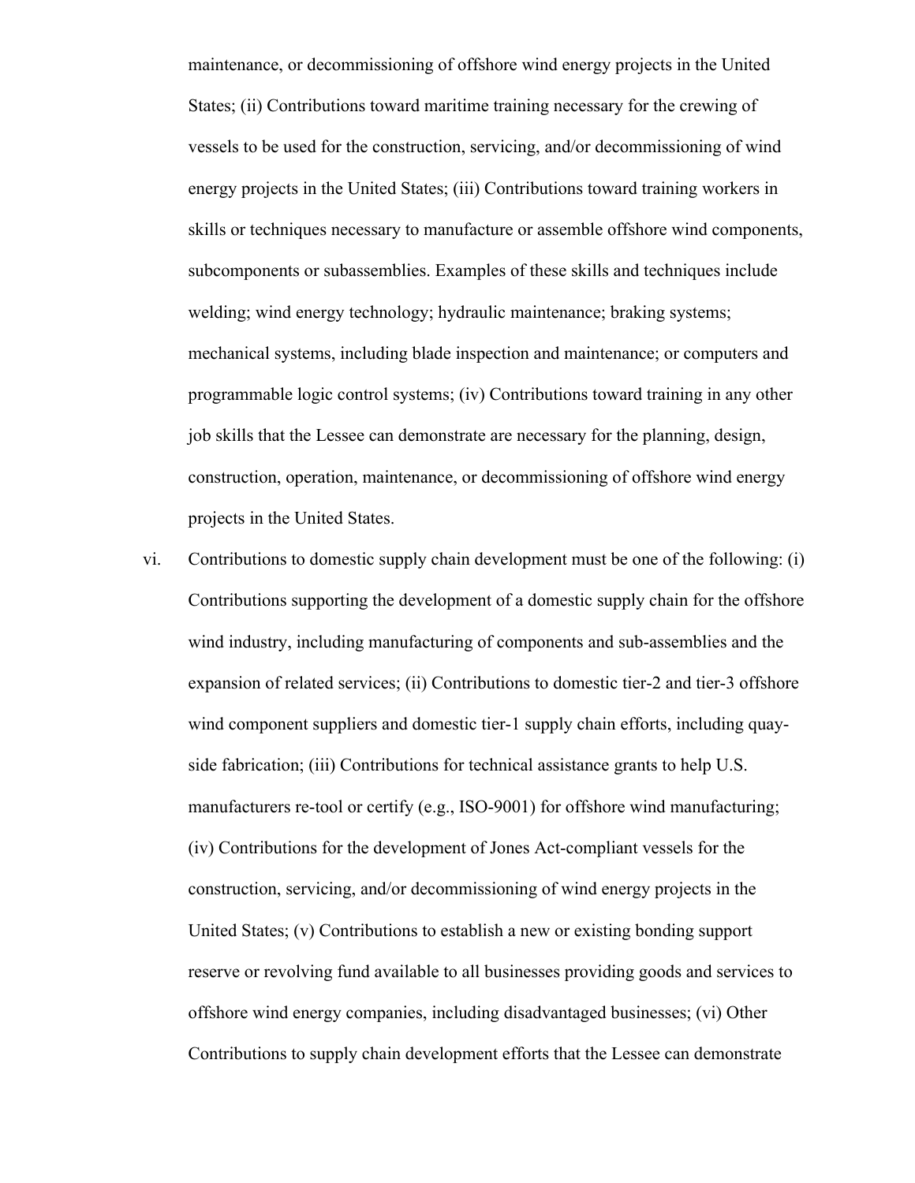maintenance, or decommissioning of offshore wind energy projects in the United States; (ii) Contributions toward maritime training necessary for the crewing of vessels to be used for the construction, servicing, and/or decommissioning of wind energy projects in the United States; (iii) Contributions toward training workers in skills or techniques necessary to manufacture or assemble offshore wind components, subcomponents or subassemblies. Examples of these skills and techniques include welding; wind energy technology; hydraulic maintenance; braking systems; mechanical systems, including blade inspection and maintenance; or computers and programmable logic control systems; (iv) Contributions toward training in any other job skills that the Lessee can demonstrate are necessary for the planning, design, construction, operation, maintenance, or decommissioning of offshore wind energy projects in the United States.

vi. Contributions to domestic supply chain development must be one of the following: (i) Contributions supporting the development of a domestic supply chain for the offshore wind industry, including manufacturing of components and sub-assemblies and the expansion of related services; (ii) Contributions to domestic tier-2 and tier-3 offshore wind component suppliers and domestic tier-1 supply chain efforts, including quay-side fabrication; (iii) Contributions for technical assistance grants to help U.S. manufacturers re-tool or certify (e.g., ISO-9001) for offshore wind manufacturing; (iv) Contributions for the development of Jones Act-compliant vessels for the construction, servicing, and/or decommissioning of wind energy projects in the United States; (v) Contributions to establish a new or existing bonding support reserve or revolving fund available to all businesses providing goods and services to offshore wind energy companies, including disadvantaged businesses; (vi) Other Contributions to supply chain development efforts that the Lessee can demonstrate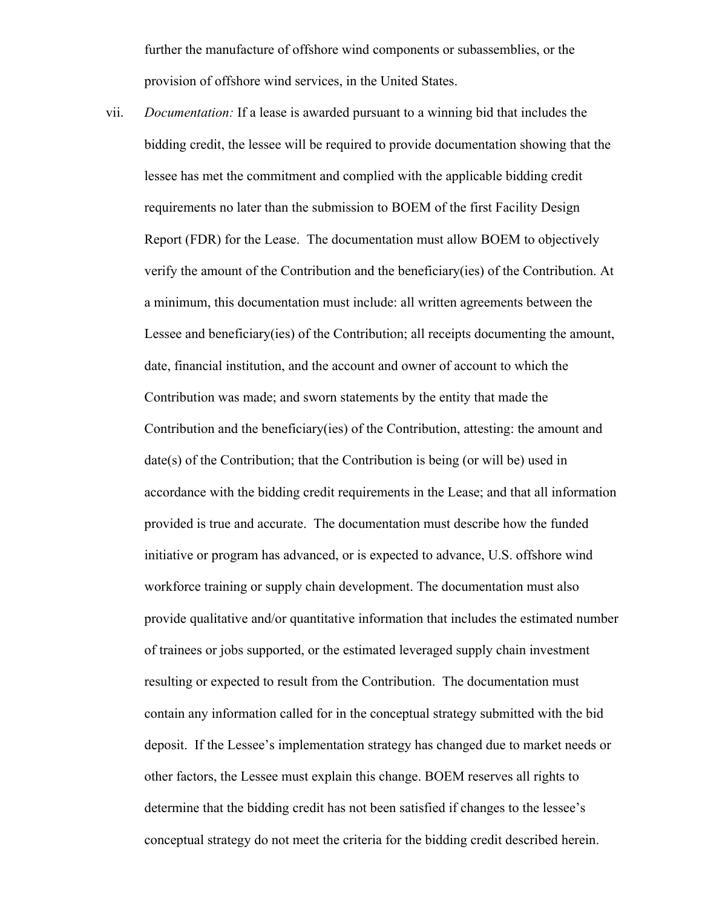further the manufacture of offshore wind components or subassemblies, or the provision of offshore wind services, in the United States.

vii. *Documentation:* If a lease is awarded pursuant to a winning bid that includes the bidding credit, the lessee will be required to provide documentation showing that the lessee has met the commitment and complied with the applicable bidding credit requirements no later than the submission to BOEM of the first Facility Design Report (FDR) for the Lease. The documentation must allow BOEM to objectively verify the amount of the Contribution and the beneficiary(ies) of the Contribution. At a minimum, this documentation must include: all written agreements between the Lessee and beneficiary(ies) of the Contribution; all receipts documenting the amount, date, financial institution, and the account and owner of account to which the Contribution was made; and sworn statements by the entity that made the Contribution and the beneficiary(ies) of the Contribution, attesting: the amount and date(s) of the Contribution; that the Contribution is being (or will be) used in accordance with the bidding credit requirements in the Lease; and that all information provided is true and accurate. The documentation must describe how the funded initiative or program has advanced, or is expected to advance, U.S. offshore wind workforce training or supply chain development. The documentation must also provide qualitative and/or quantitative information that includes the estimated number of trainees or jobs supported, or the estimated leveraged supply chain investment resulting or expected to result from the Contribution. The documentation must contain any information called for in the conceptual strategy submitted with the bid deposit. If the Lessee's implementation strategy has changed due to market needs or other factors, the Lessee must explain this change. BOEM reserves all rights to determine that the bidding credit has not been satisfied if changes to the lessee's conceptual strategy do not meet the criteria for the bidding credit described herein.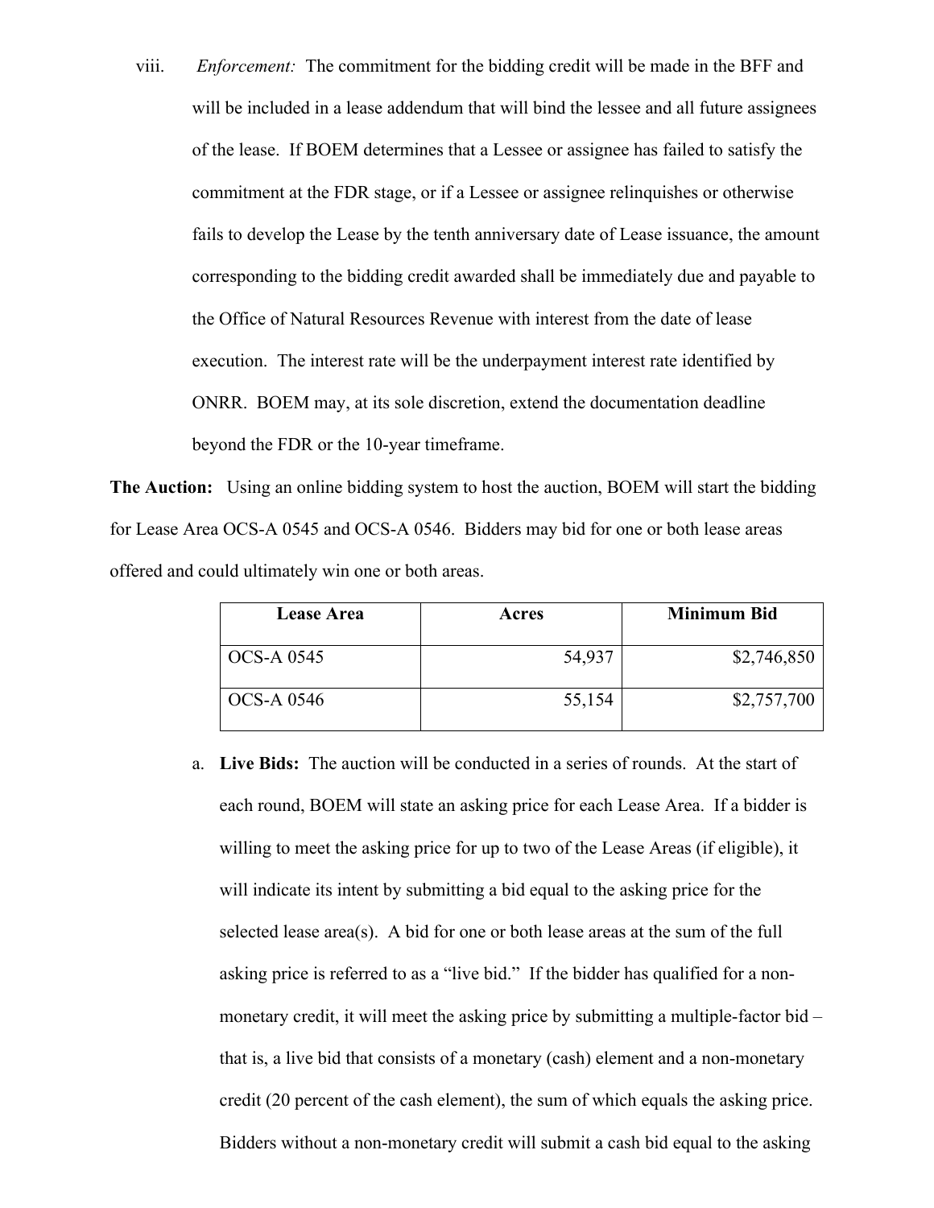viii. *Enforcement:* The commitment for the bidding credit will be made in the BFF and will be included in a lease addendum that will bind the lessee and all future assignees of the lease. If BOEM determines that a Lessee or assignee has failed to satisfy the commitment at the FDR stage, or if a Lessee or assignee relinquishes or otherwise fails to develop the Lease by the tenth anniversary date of Lease issuance, the amount corresponding to the bidding credit awarded shall be immediately due and payable to the Office of Natural Resources Revenue with interest from the date of lease execution. The interest rate will be the underpayment interest rate identified by ONRR. BOEM may, at its sole discretion, extend the documentation deadline beyond the FDR or the 10-year timeframe.

**The Auction:** Using an online bidding system to host the auction, BOEM will start the bidding for Lease Area OCS-A 0545 and OCS-A 0546. Bidders may bid for one or both lease areas offered and could ultimately win one or both areas.

| Lease Area | Acres | Minimum Bid |
|---|---:|---:|
| OCS-A 0545 | 54,937 | $2,746,850 |
| OCS-A 0546 | 55,154 | $2,757,700 |

a. **Live Bids:** The auction will be conducted in a series of rounds. At the start of each round, BOEM will state an asking price for each Lease Area. If a bidder is willing to meet the asking price for up to two of the Lease Areas (if eligible), it will indicate its intent by submitting a bid equal to the asking price for the selected lease area(s). A bid for one or both lease areas at the sum of the full asking price is referred to as a "live bid." If the bidder has qualified for a non-monetary credit, it will meet the asking price by submitting a multiple-factor bid – that is, a live bid that consists of a monetary (cash) element and a non-monetary credit (20 percent of the cash element), the sum of which equals the asking price. Bidders without a non-monetary credit will submit a cash bid equal to the asking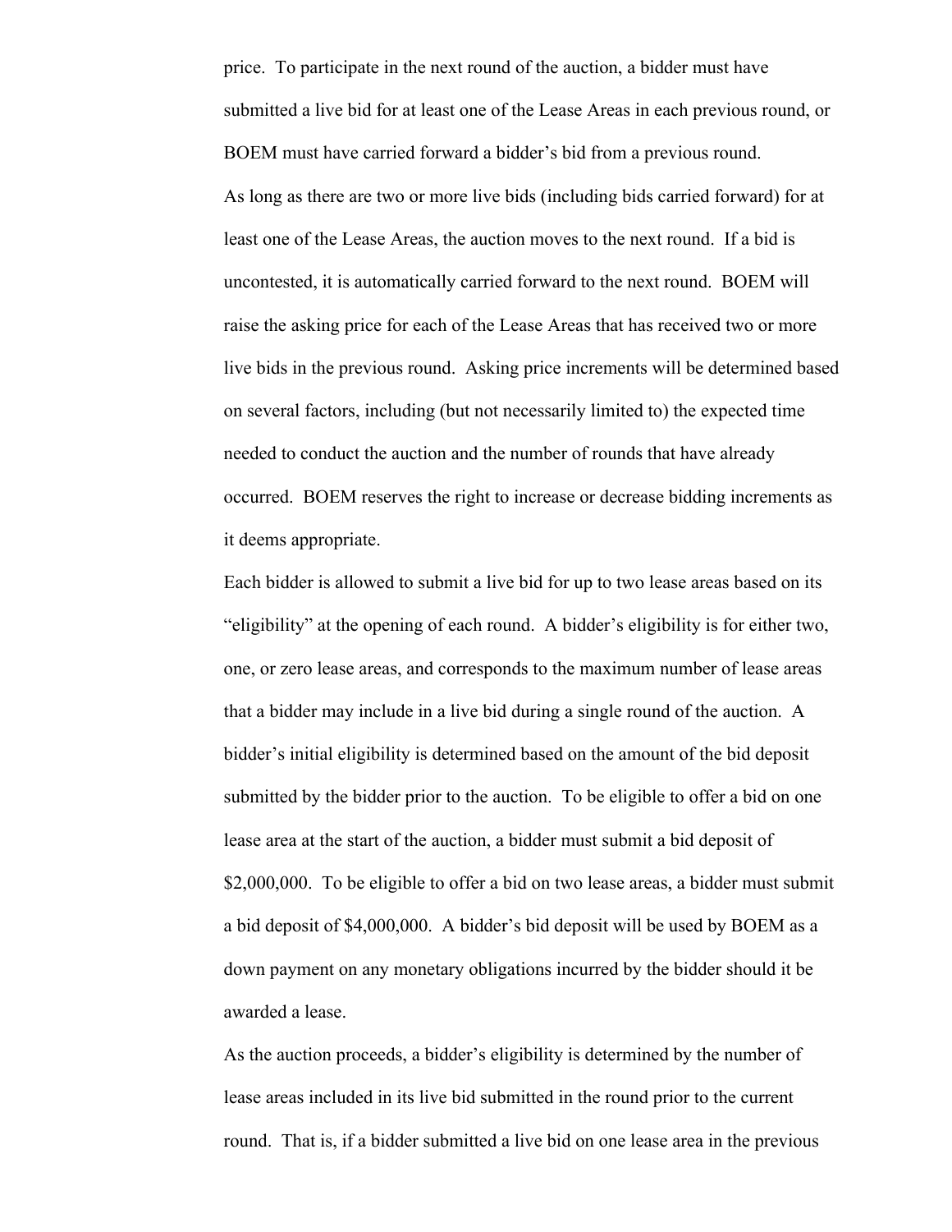price. To participate in the next round of the auction, a bidder must have submitted a live bid for at least one of the Lease Areas in each previous round, or BOEM must have carried forward a bidder's bid from a previous round.

As long as there are two or more live bids (including bids carried forward) for at least one of the Lease Areas, the auction moves to the next round. If a bid is uncontested, it is automatically carried forward to the next round. BOEM will raise the asking price for each of the Lease Areas that has received two or more live bids in the previous round. Asking price increments will be determined based on several factors, including (but not necessarily limited to) the expected time needed to conduct the auction and the number of rounds that have already occurred. BOEM reserves the right to increase or decrease bidding increments as it deems appropriate.

Each bidder is allowed to submit a live bid for up to two lease areas based on its "eligibility" at the opening of each round. A bidder's eligibility is for either two, one, or zero lease areas, and corresponds to the maximum number of lease areas that a bidder may include in a live bid during a single round of the auction. A bidder's initial eligibility is determined based on the amount of the bid deposit submitted by the bidder prior to the auction. To be eligible to offer a bid on one lease area at the start of the auction, a bidder must submit a bid deposit of $2,000,000. To be eligible to offer a bid on two lease areas, a bidder must submit a bid deposit of $4,000,000. A bidder's bid deposit will be used by BOEM as a down payment on any monetary obligations incurred by the bidder should it be awarded a lease.

As the auction proceeds, a bidder's eligibility is determined by the number of lease areas included in its live bid submitted in the round prior to the current round. That is, if a bidder submitted a live bid on one lease area in the previous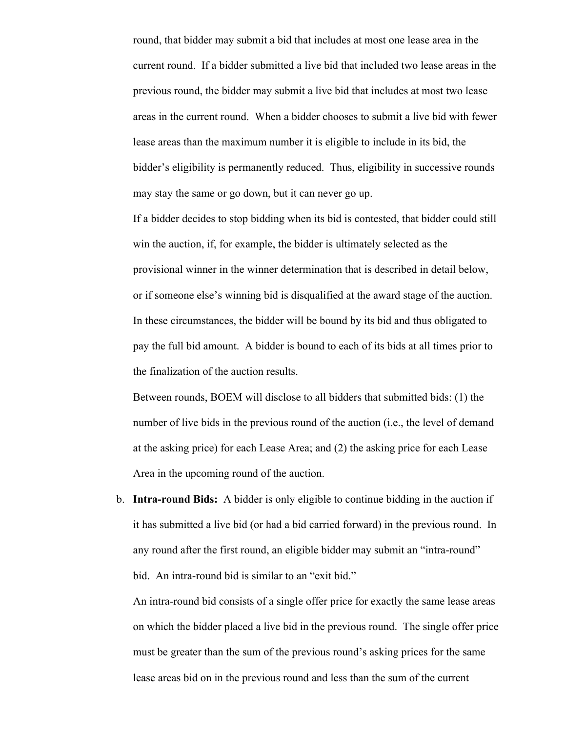round, that bidder may submit a bid that includes at most one lease area in the current round. If a bidder submitted a live bid that included two lease areas in the previous round, the bidder may submit a live bid that includes at most two lease areas in the current round. When a bidder chooses to submit a live bid with fewer lease areas than the maximum number it is eligible to include in its bid, the bidder's eligibility is permanently reduced. Thus, eligibility in successive rounds may stay the same or go down, but it can never go up.

If a bidder decides to stop bidding when its bid is contested, that bidder could still win the auction, if, for example, the bidder is ultimately selected as the provisional winner in the winner determination that is described in detail below, or if someone else's winning bid is disqualified at the award stage of the auction. In these circumstances, the bidder will be bound by its bid and thus obligated to pay the full bid amount. A bidder is bound to each of its bids at all times prior to the finalization of the auction results.

Between rounds, BOEM will disclose to all bidders that submitted bids: (1) the number of live bids in the previous round of the auction (i.e., the level of demand at the asking price) for each Lease Area; and (2) the asking price for each Lease Area in the upcoming round of the auction.

b. **Intra-round Bids:** A bidder is only eligible to continue bidding in the auction if it has submitted a live bid (or had a bid carried forward) in the previous round. In any round after the first round, an eligible bidder may submit an "intra-round" bid. An intra-round bid is similar to an "exit bid."

An intra-round bid consists of a single offer price for exactly the same lease areas on which the bidder placed a live bid in the previous round. The single offer price must be greater than the sum of the previous round's asking prices for the same lease areas bid on in the previous round and less than the sum of the current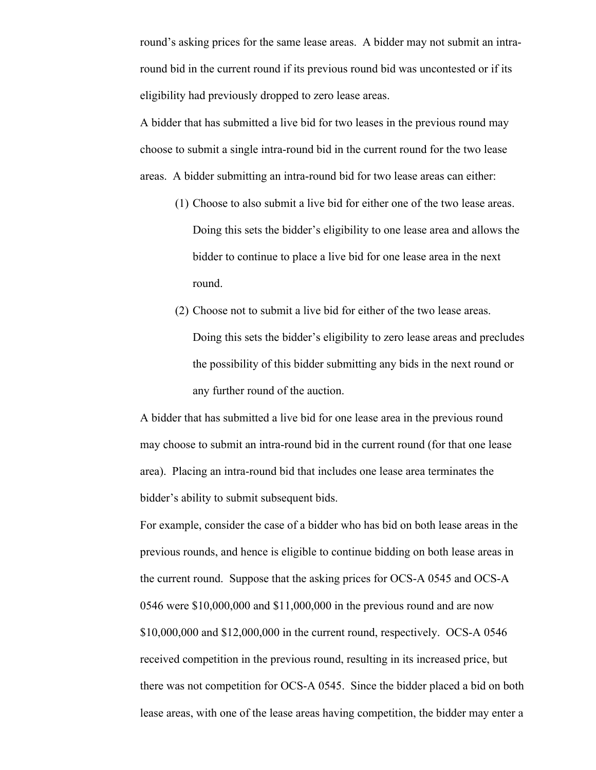round's asking prices for the same lease areas. A bidder may not submit an intra-round bid in the current round if its previous round bid was uncontested or if its eligibility had previously dropped to zero lease areas.

A bidder that has submitted a live bid for two leases in the previous round may choose to submit a single intra-round bid in the current round for the two lease areas. A bidder submitting an intra-round bid for two lease areas can either:

(1) Choose to also submit a live bid for either one of the two lease areas. Doing this sets the bidder's eligibility to one lease area and allows the bidder to continue to place a live bid for one lease area in the next round.

(2) Choose not to submit a live bid for either of the two lease areas. Doing this sets the bidder's eligibility to zero lease areas and precludes the possibility of this bidder submitting any bids in the next round or any further round of the auction.

A bidder that has submitted a live bid for one lease area in the previous round may choose to submit an intra-round bid in the current round (for that one lease area). Placing an intra-round bid that includes one lease area terminates the bidder's ability to submit subsequent bids.

For example, consider the case of a bidder who has bid on both lease areas in the previous rounds, and hence is eligible to continue bidding on both lease areas in the current round. Suppose that the asking prices for OCS-A 0545 and OCS-A 0546 were $10,000,000 and $11,000,000 in the previous round and are now $10,000,000 and $12,000,000 in the current round, respectively. OCS-A 0546 received competition in the previous round, resulting in its increased price, but there was not competition for OCS-A 0545. Since the bidder placed a bid on both lease areas, with one of the lease areas having competition, the bidder may enter a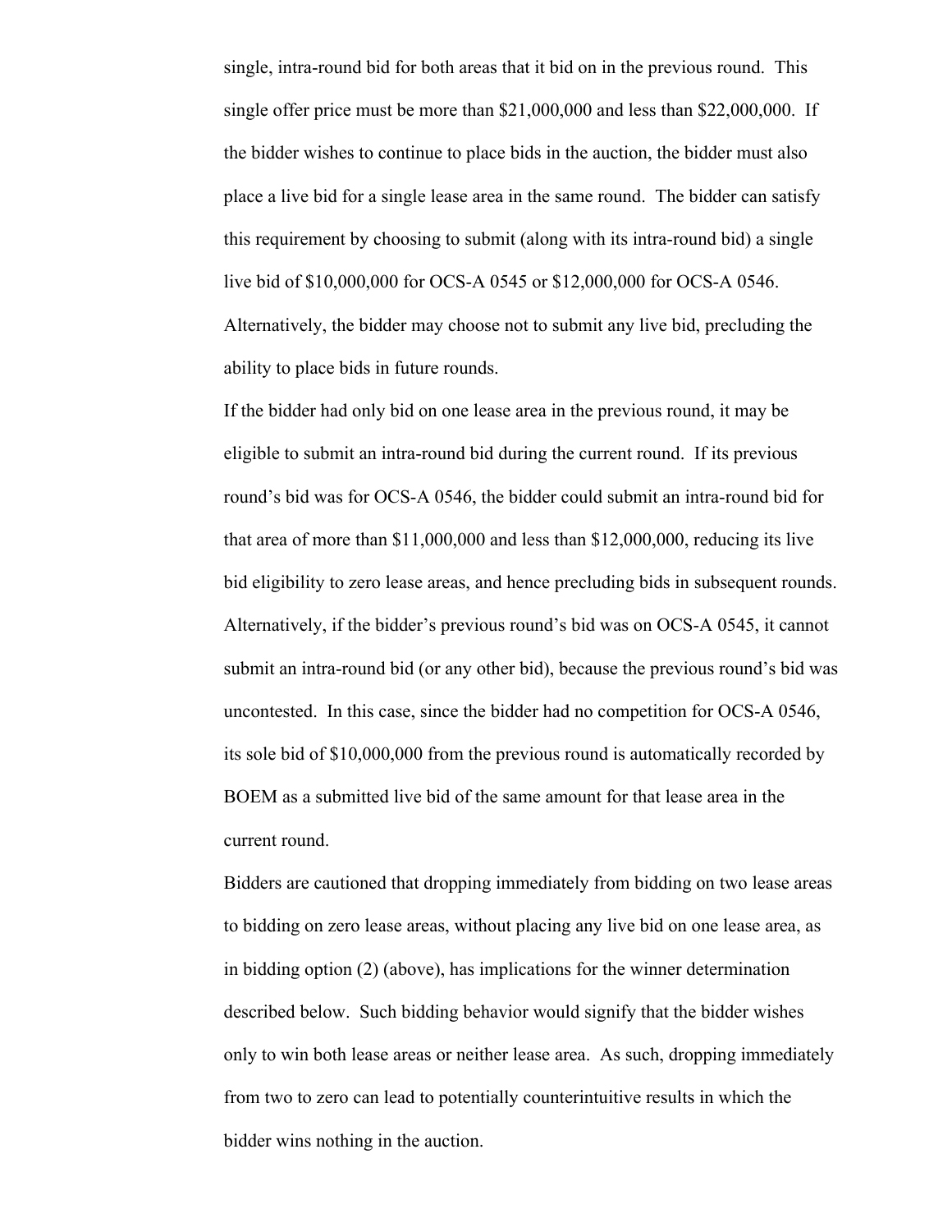single, intra-round bid for both areas that it bid on in the previous round. This single offer price must be more than $21,000,000 and less than $22,000,000. If the bidder wishes to continue to place bids in the auction, the bidder must also place a live bid for a single lease area in the same round. The bidder can satisfy this requirement by choosing to submit (along with its intra-round bid) a single live bid of $10,000,000 for OCS-A 0545 or $12,000,000 for OCS-A 0546. Alternatively, the bidder may choose not to submit any live bid, precluding the ability to place bids in future rounds.

If the bidder had only bid on one lease area in the previous round, it may be eligible to submit an intra-round bid during the current round. If its previous round's bid was for OCS-A 0546, the bidder could submit an intra-round bid for that area of more than $11,000,000 and less than $12,000,000, reducing its live bid eligibility to zero lease areas, and hence precluding bids in subsequent rounds. Alternatively, if the bidder's previous round's bid was on OCS-A 0545, it cannot submit an intra-round bid (or any other bid), because the previous round's bid was uncontested. In this case, since the bidder had no competition for OCS-A 0546, its sole bid of $10,000,000 from the previous round is automatically recorded by BOEM as a submitted live bid of the same amount for that lease area in the current round.

Bidders are cautioned that dropping immediately from bidding on two lease areas to bidding on zero lease areas, without placing any live bid on one lease area, as in bidding option (2) (above), has implications for the winner determination described below. Such bidding behavior would signify that the bidder wishes only to win both lease areas or neither lease area. As such, dropping immediately from two to zero can lead to potentially counterintuitive results in which the bidder wins nothing in the auction.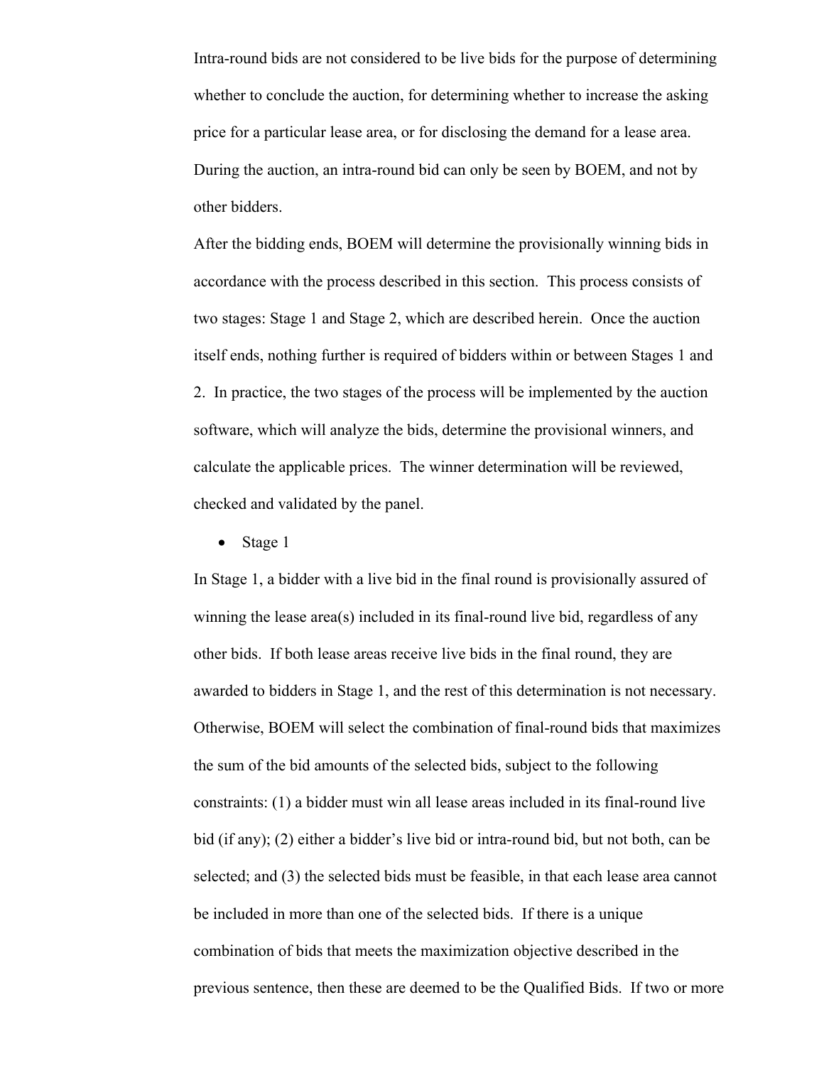Intra-round bids are not considered to be live bids for the purpose of determining whether to conclude the auction, for determining whether to increase the asking price for a particular lease area, or for disclosing the demand for a lease area. During the auction, an intra-round bid can only be seen by BOEM, and not by other bidders.

After the bidding ends, BOEM will determine the provisionally winning bids in accordance with the process described in this section. This process consists of two stages: Stage 1 and Stage 2, which are described herein. Once the auction itself ends, nothing further is required of bidders within or between Stages 1 and 2. In practice, the two stages of the process will be implemented by the auction software, which will analyze the bids, determine the provisional winners, and calculate the applicable prices. The winner determination will be reviewed, checked and validated by the panel.

- Stage 1

In Stage 1, a bidder with a live bid in the final round is provisionally assured of winning the lease area(s) included in its final-round live bid, regardless of any other bids. If both lease areas receive live bids in the final round, they are awarded to bidders in Stage 1, and the rest of this determination is not necessary. Otherwise, BOEM will select the combination of final-round bids that maximizes the sum of the bid amounts of the selected bids, subject to the following constraints: (1) a bidder must win all lease areas included in its final-round live bid (if any); (2) either a bidder's live bid or intra-round bid, but not both, can be selected; and (3) the selected bids must be feasible, in that each lease area cannot be included in more than one of the selected bids. If there is a unique combination of bids that meets the maximization objective described in the previous sentence, then these are deemed to be the Qualified Bids. If two or more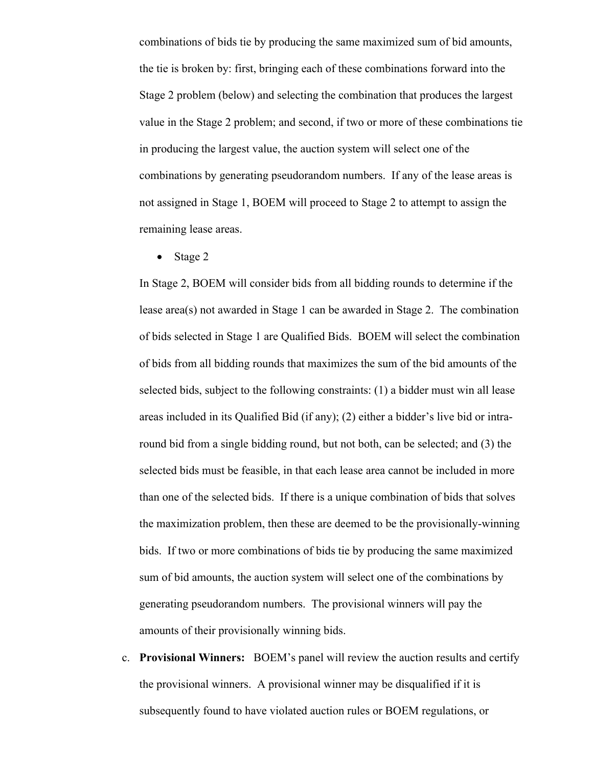combinations of bids tie by producing the same maximized sum of bid amounts, the tie is broken by: first, bringing each of these combinations forward into the Stage 2 problem (below) and selecting the combination that produces the largest value in the Stage 2 problem; and second, if two or more of these combinations tie in producing the largest value, the auction system will select one of the combinations by generating pseudorandom numbers. If any of the lease areas is not assigned in Stage 1, BOEM will proceed to Stage 2 to attempt to assign the remaining lease areas.

- Stage 2

In Stage 2, BOEM will consider bids from all bidding rounds to determine if the lease area(s) not awarded in Stage 1 can be awarded in Stage 2. The combination of bids selected in Stage 1 are Qualified Bids. BOEM will select the combination of bids from all bidding rounds that maximizes the sum of the bid amounts of the selected bids, subject to the following constraints: (1) a bidder must win all lease areas included in its Qualified Bid (if any); (2) either a bidder's live bid or intra-round bid from a single bidding round, but not both, can be selected; and (3) the selected bids must be feasible, in that each lease area cannot be included in more than one of the selected bids. If there is a unique combination of bids that solves the maximization problem, then these are deemed to be the provisionally-winning bids. If two or more combinations of bids tie by producing the same maximized sum of bid amounts, the auction system will select one of the combinations by generating pseudorandom numbers. The provisional winners will pay the amounts of their provisionally winning bids.

c. **Provisional Winners:** BOEM's panel will review the auction results and certify the provisional winners. A provisional winner may be disqualified if it is subsequently found to have violated auction rules or BOEM regulations, or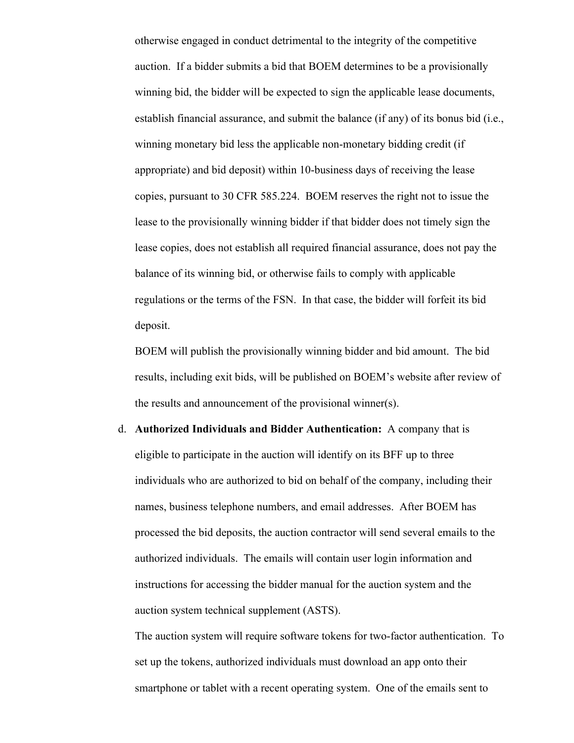otherwise engaged in conduct detrimental to the integrity of the competitive auction. If a bidder submits a bid that BOEM determines to be a provisionally winning bid, the bidder will be expected to sign the applicable lease documents, establish financial assurance, and submit the balance (if any) of its bonus bid (i.e., winning monetary bid less the applicable non-monetary bidding credit (if appropriate) and bid deposit) within 10-business days of receiving the lease copies, pursuant to 30 CFR 585.224. BOEM reserves the right not to issue the lease to the provisionally winning bidder if that bidder does not timely sign the lease copies, does not establish all required financial assurance, does not pay the balance of its winning bid, or otherwise fails to comply with applicable regulations or the terms of the FSN. In that case, the bidder will forfeit its bid deposit.

BOEM will publish the provisionally winning bidder and bid amount. The bid results, including exit bids, will be published on BOEM's website after review of the results and announcement of the provisional winner(s).

d. **Authorized Individuals and Bidder Authentication:** A company that is eligible to participate in the auction will identify on its BFF up to three individuals who are authorized to bid on behalf of the company, including their names, business telephone numbers, and email addresses. After BOEM has processed the bid deposits, the auction contractor will send several emails to the authorized individuals. The emails will contain user login information and instructions for accessing the bidder manual for the auction system and the auction system technical supplement (ASTS).

   The auction system will require software tokens for two-factor authentication. To set up the tokens, authorized individuals must download an app onto their smartphone or tablet with a recent operating system. One of the emails sent to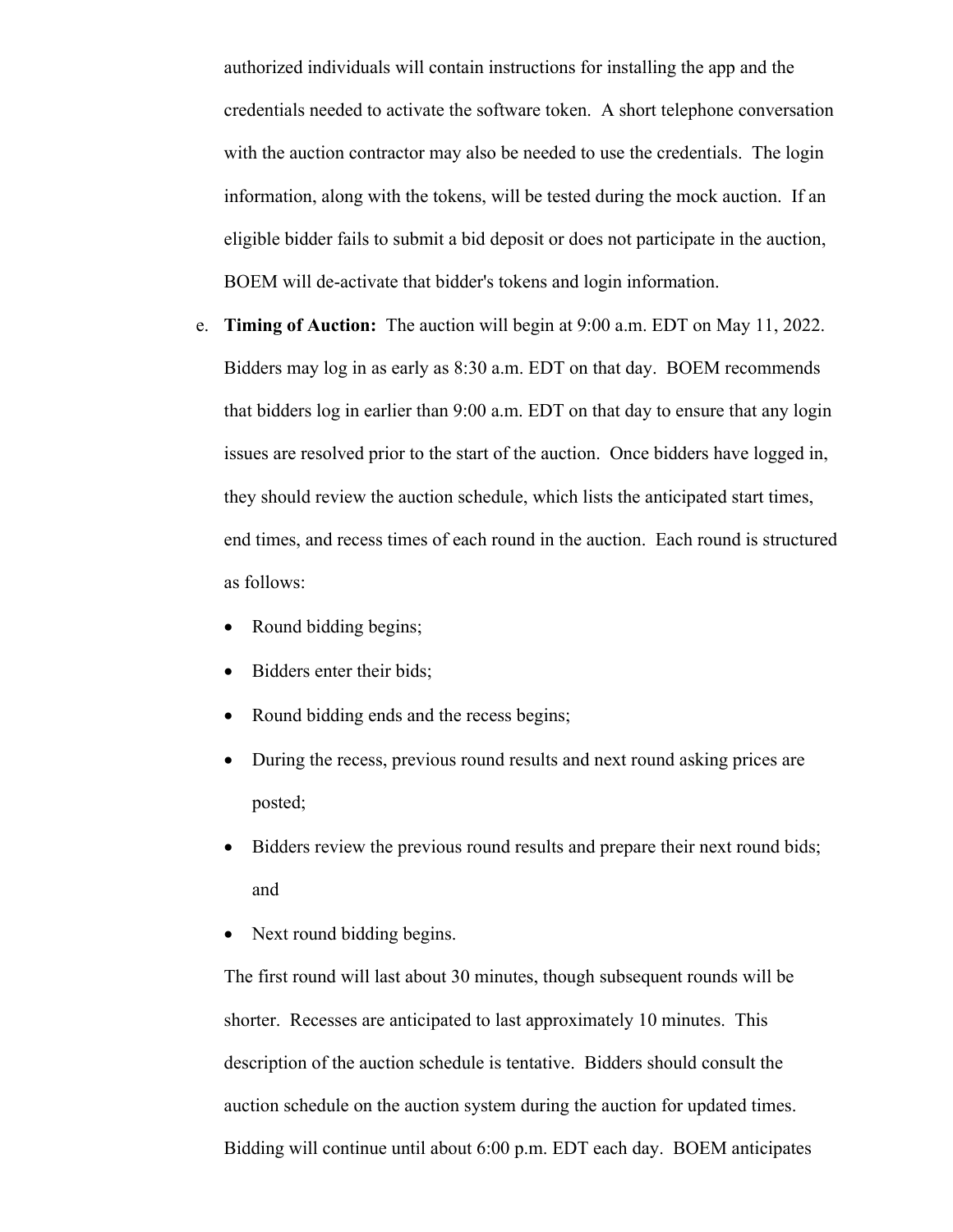authorized individuals will contain instructions for installing the app and the credentials needed to activate the software token. A short telephone conversation with the auction contractor may also be needed to use the credentials. The login information, along with the tokens, will be tested during the mock auction. If an eligible bidder fails to submit a bid deposit or does not participate in the auction, BOEM will de-activate that bidder's tokens and login information.

e. **Timing of Auction:** The auction will begin at 9:00 a.m. EDT on May 11, 2022. Bidders may log in as early as 8:30 a.m. EDT on that day. BOEM recommends that bidders log in earlier than 9:00 a.m. EDT on that day to ensure that any login issues are resolved prior to the start of the auction. Once bidders have logged in, they should review the auction schedule, which lists the anticipated start times, end times, and recess times of each round in the auction. Each round is structured as follows:

   - Round bidding begins;
   - Bidders enter their bids;
   - Round bidding ends and the recess begins;
   - During the recess, previous round results and next round asking prices are posted;
   - Bidders review the previous round results and prepare their next round bids; and
   - Next round bidding begins.

   The first round will last about 30 minutes, though subsequent rounds will be shorter. Recesses are anticipated to last approximately 10 minutes. This description of the auction schedule is tentative. Bidders should consult the auction schedule on the auction system during the auction for updated times. Bidding will continue until about 6:00 p.m. EDT each day. BOEM anticipates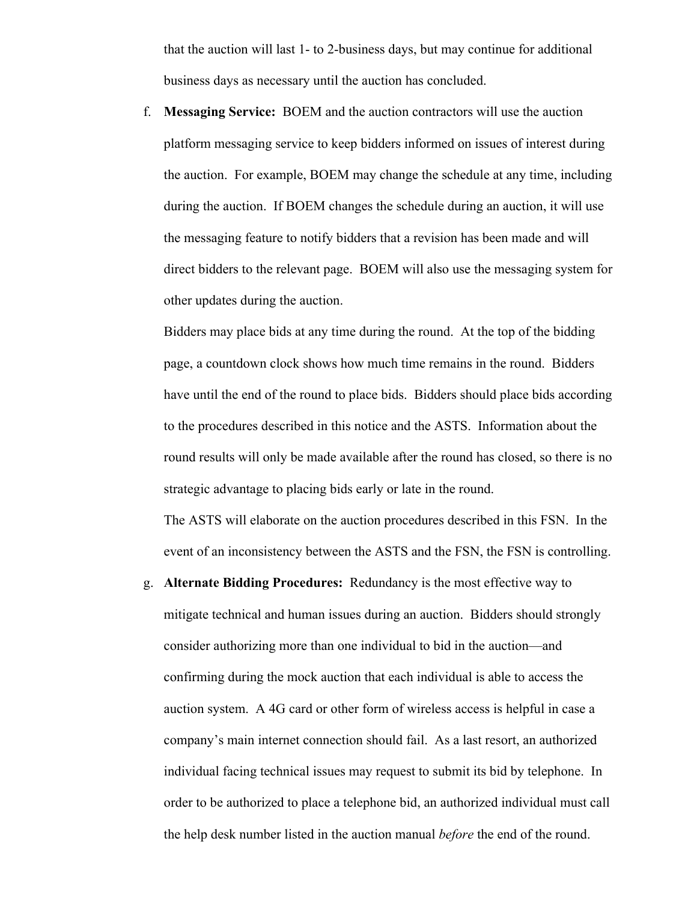that the auction will last 1- to 2-business days, but may continue for additional business days as necessary until the auction has concluded.

f. **Messaging Service:** BOEM and the auction contractors will use the auction platform messaging service to keep bidders informed on issues of interest during the auction. For example, BOEM may change the schedule at any time, including during the auction. If BOEM changes the schedule during an auction, it will use the messaging feature to notify bidders that a revision has been made and will direct bidders to the relevant page. BOEM will also use the messaging system for other updates during the auction.

   Bidders may place bids at any time during the round. At the top of the bidding page, a countdown clock shows how much time remains in the round. Bidders have until the end of the round to place bids. Bidders should place bids according to the procedures described in this notice and the ASTS. Information about the round results will only be made available after the round has closed, so there is no strategic advantage to placing bids early or late in the round.

   The ASTS will elaborate on the auction procedures described in this FSN. In the event of an inconsistency between the ASTS and the FSN, the FSN is controlling.

g. **Alternate Bidding Procedures:** Redundancy is the most effective way to mitigate technical and human issues during an auction. Bidders should strongly consider authorizing more than one individual to bid in the auction—and confirming during the mock auction that each individual is able to access the auction system. A 4G card or other form of wireless access is helpful in case a company's main internet connection should fail. As a last resort, an authorized individual facing technical issues may request to submit its bid by telephone. In order to be authorized to place a telephone bid, an authorized individual must call the help desk number listed in the auction manual *before* the end of the round.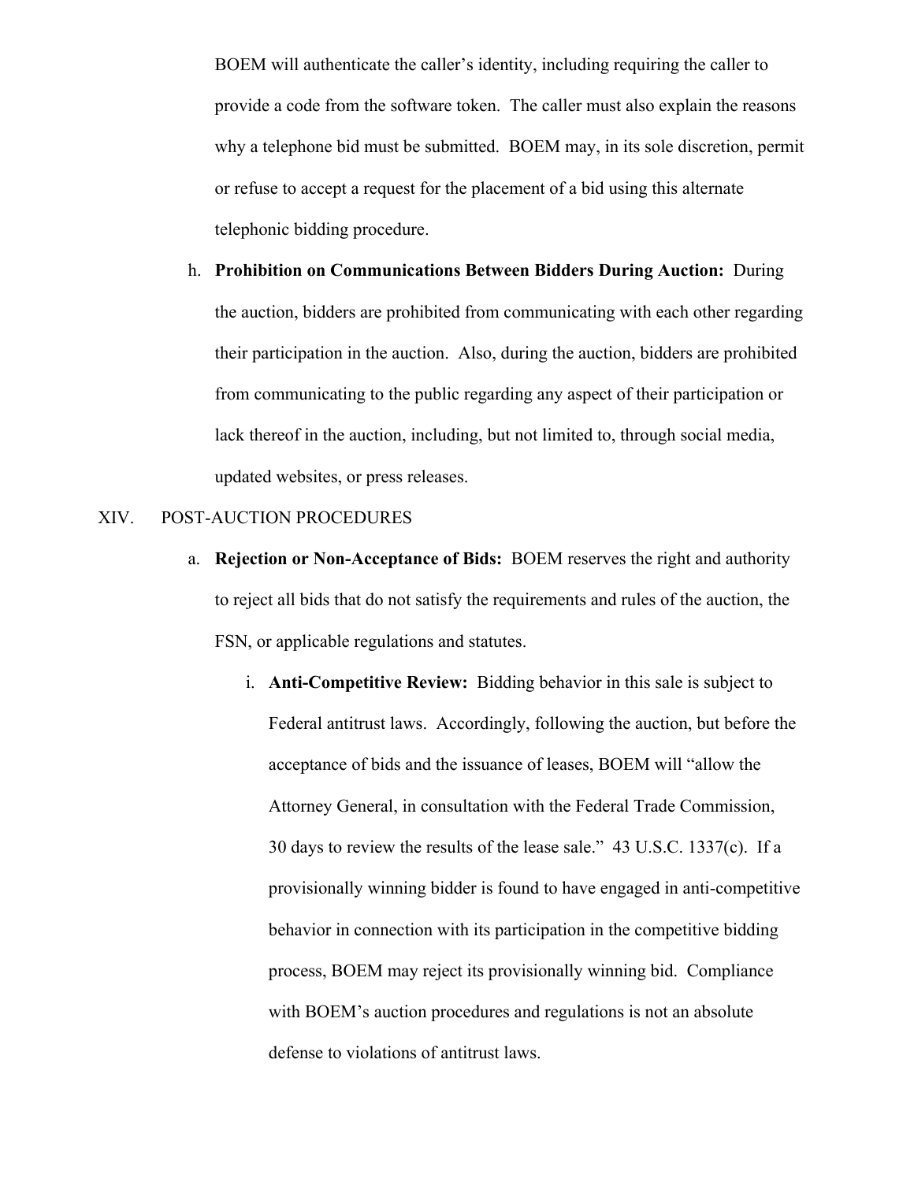BOEM will authenticate the caller's identity, including requiring the caller to provide a code from the software token. The caller must also explain the reasons why a telephone bid must be submitted. BOEM may, in its sole discretion, permit or refuse to accept a request for the placement of a bid using this alternate telephonic bidding procedure.

h. **Prohibition on Communications Between Bidders During Auction:** During the auction, bidders are prohibited from communicating with each other regarding their participation in the auction. Also, during the auction, bidders are prohibited from communicating to the public regarding any aspect of their participation or lack thereof in the auction, including, but not limited to, through social media, updated websites, or press releases.

XIV. POST-AUCTION PROCEDURES

a. **Rejection or Non-Acceptance of Bids:** BOEM reserves the right and authority to reject all bids that do not satisfy the requirements and rules of the auction, the FSN, or applicable regulations and statutes.

i. **Anti-Competitive Review:** Bidding behavior in this sale is subject to Federal antitrust laws. Accordingly, following the auction, but before the acceptance of bids and the issuance of leases, BOEM will "allow the Attorney General, in consultation with the Federal Trade Commission, 30 days to review the results of the lease sale." 43 U.S.C. 1337(c). If a provisionally winning bidder is found to have engaged in anti-competitive behavior in connection with its participation in the competitive bidding process, BOEM may reject its provisionally winning bid. Compliance with BOEM's auction procedures and regulations is not an absolute defense to violations of antitrust laws.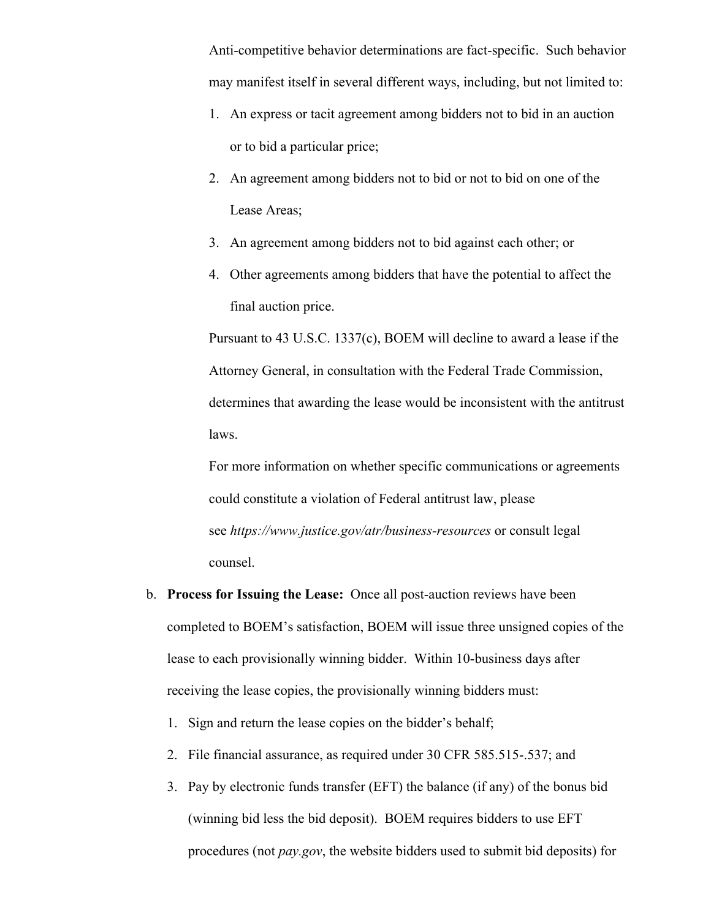Anti-competitive behavior determinations are fact-specific. Such behavior may manifest itself in several different ways, including, but not limited to:

1. An express or tacit agreement among bidders not to bid in an auction or to bid a particular price;
2. An agreement among bidders not to bid or not to bid on one of the Lease Areas;
3. An agreement among bidders not to bid against each other; or
4. Other agreements among bidders that have the potential to affect the final auction price.

Pursuant to 43 U.S.C. 1337(c), BOEM will decline to award a lease if the Attorney General, in consultation with the Federal Trade Commission, determines that awarding the lease would be inconsistent with the antitrust laws.

For more information on whether specific communications or agreements could constitute a violation of Federal antitrust law, please see *https://www.justice.gov/atr/business-resources* or consult legal counsel.

b. **Process for Issuing the Lease:** Once all post-auction reviews have been completed to BOEM's satisfaction, BOEM will issue three unsigned copies of the lease to each provisionally winning bidder. Within 10-business days after receiving the lease copies, the provisionally winning bidders must:

   1. Sign and return the lease copies on the bidder's behalf;
   2. File financial assurance, as required under 30 CFR 585.515-.537; and
   3. Pay by electronic funds transfer (EFT) the balance (if any) of the bonus bid (winning bid less the bid deposit). BOEM requires bidders to use EFT procedures (not *pay.gov*, the website bidders used to submit bid deposits) for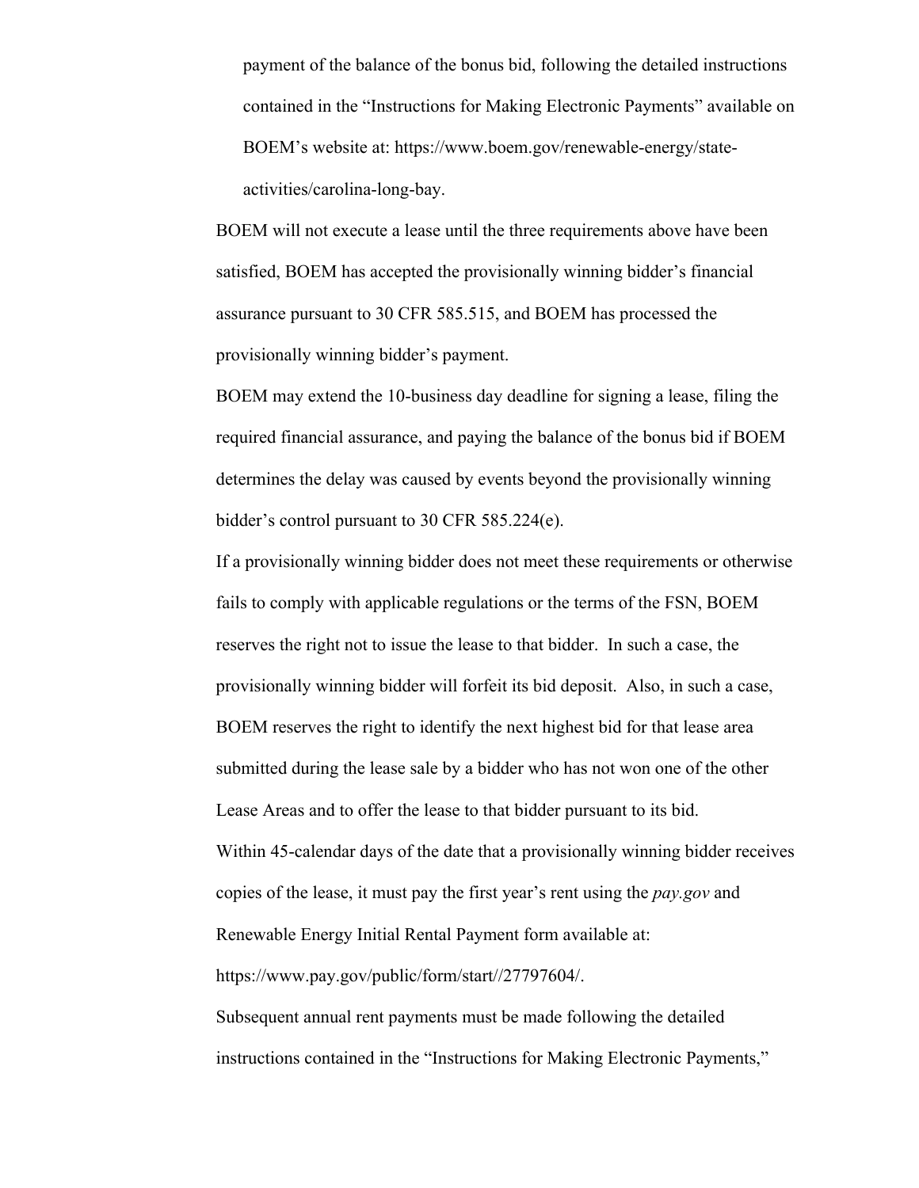payment of the balance of the bonus bid, following the detailed instructions contained in the "Instructions for Making Electronic Payments" available on BOEM's website at: https://www.boem.gov/renewable-energy/state-activities/carolina-long-bay.

BOEM will not execute a lease until the three requirements above have been satisfied, BOEM has accepted the provisionally winning bidder's financial assurance pursuant to 30 CFR 585.515, and BOEM has processed the provisionally winning bidder's payment.

BOEM may extend the 10-business day deadline for signing a lease, filing the required financial assurance, and paying the balance of the bonus bid if BOEM determines the delay was caused by events beyond the provisionally winning bidder's control pursuant to 30 CFR 585.224(e).

If a provisionally winning bidder does not meet these requirements or otherwise fails to comply with applicable regulations or the terms of the FSN, BOEM reserves the right not to issue the lease to that bidder. In such a case, the provisionally winning bidder will forfeit its bid deposit. Also, in such a case, BOEM reserves the right to identify the next highest bid for that lease area submitted during the lease sale by a bidder who has not won one of the other Lease Areas and to offer the lease to that bidder pursuant to its bid.

Within 45-calendar days of the date that a provisionally winning bidder receives copies of the lease, it must pay the first year's rent using the *pay.gov* and Renewable Energy Initial Rental Payment form available at: https://www.pay.gov/public/form/start//27797604/.

Subsequent annual rent payments must be made following the detailed instructions contained in the "Instructions for Making Electronic Payments,"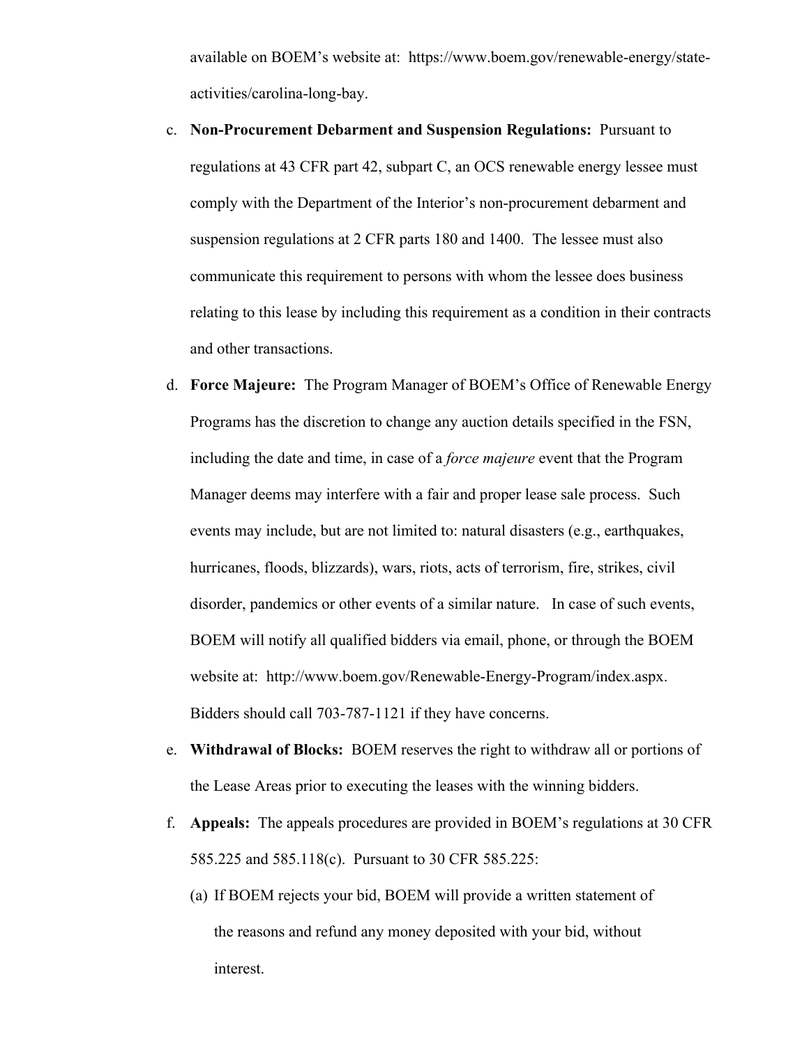available on BOEM's website at: https://www.boem.gov/renewable-energy/state-activities/carolina-long-bay.

c. **Non-Procurement Debarment and Suspension Regulations:** Pursuant to regulations at 43 CFR part 42, subpart C, an OCS renewable energy lessee must comply with the Department of the Interior's non-procurement debarment and suspension regulations at 2 CFR parts 180 and 1400. The lessee must also communicate this requirement to persons with whom the lessee does business relating to this lease by including this requirement as a condition in their contracts and other transactions.

d. **Force Majeure:** The Program Manager of BOEM's Office of Renewable Energy Programs has the discretion to change any auction details specified in the FSN, including the date and time, in case of a *force majeure* event that the Program Manager deems may interfere with a fair and proper lease sale process. Such events may include, but are not limited to: natural disasters (e.g., earthquakes, hurricanes, floods, blizzards), wars, riots, acts of terrorism, fire, strikes, civil disorder, pandemics or other events of a similar nature. In case of such events, BOEM will notify all qualified bidders via email, phone, or through the BOEM website at: http://www.boem.gov/Renewable-Energy-Program/index.aspx. Bidders should call 703-787-1121 if they have concerns.

e. **Withdrawal of Blocks:** BOEM reserves the right to withdraw all or portions of the Lease Areas prior to executing the leases with the winning bidders.

f. **Appeals:** The appeals procedures are provided in BOEM's regulations at 30 CFR 585.225 and 585.118(c). Pursuant to 30 CFR 585.225:

   (a) If BOEM rejects your bid, BOEM will provide a written statement of the reasons and refund any money deposited with your bid, without interest.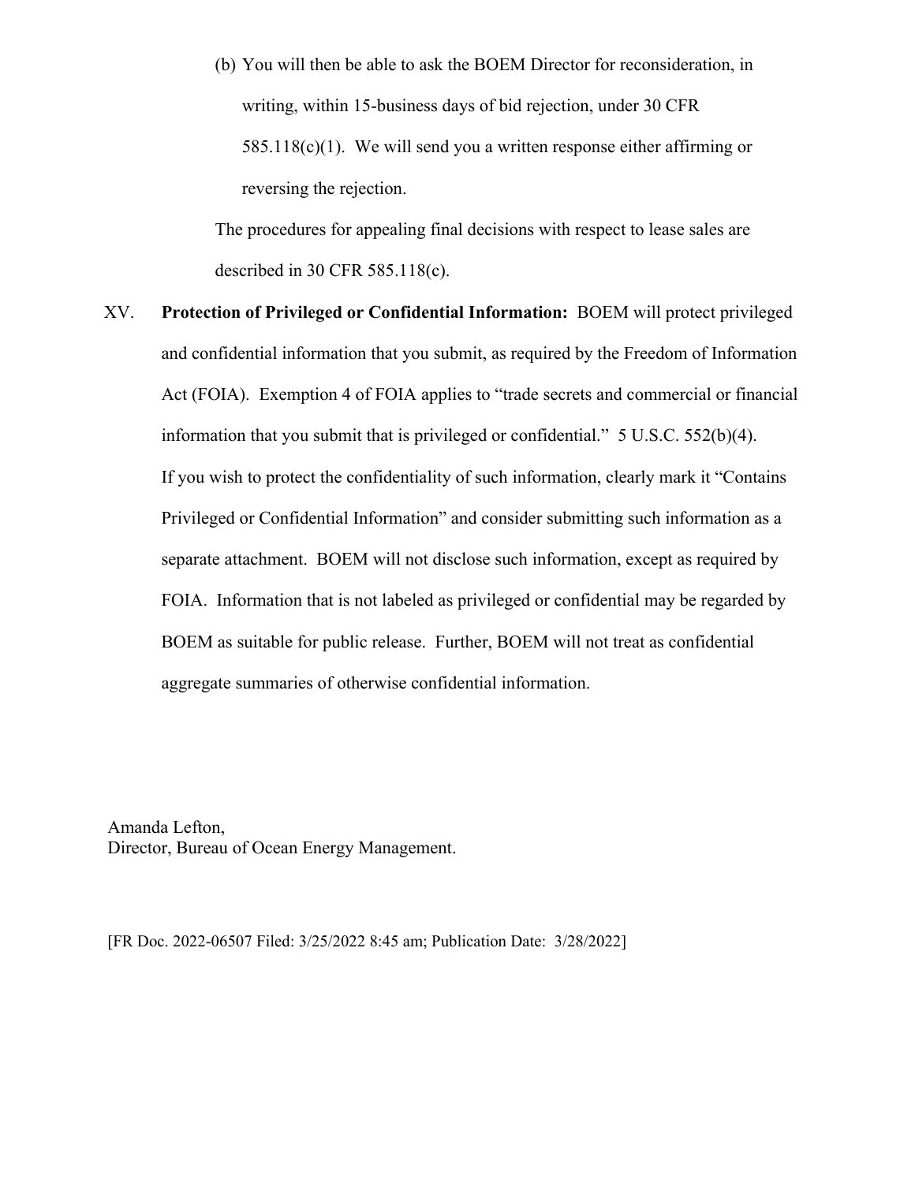(b) You will then be able to ask the BOEM Director for reconsideration, in writing, within 15-business days of bid rejection, under 30 CFR 585.118(c)(1). We will send you a written response either affirming or reversing the rejection.

The procedures for appealing final decisions with respect to lease sales are described in 30 CFR 585.118(c).

XV. **Protection of Privileged or Confidential Information:** BOEM will protect privileged and confidential information that you submit, as required by the Freedom of Information Act (FOIA). Exemption 4 of FOIA applies to "trade secrets and commercial or financial information that you submit that is privileged or confidential." 5 U.S.C. 552(b)(4). If you wish to protect the confidentiality of such information, clearly mark it "Contains Privileged or Confidential Information" and consider submitting such information as a separate attachment. BOEM will not disclose such information, except as required by FOIA. Information that is not labeled as privileged or confidential may be regarded by BOEM as suitable for public release. Further, BOEM will not treat as confidential aggregate summaries of otherwise confidential information.

Amanda Lefton,
Director, Bureau of Ocean Energy Management.

[FR Doc. 2022-06507 Filed: 3/25/2022 8:45 am; Publication Date: 3/28/2022]